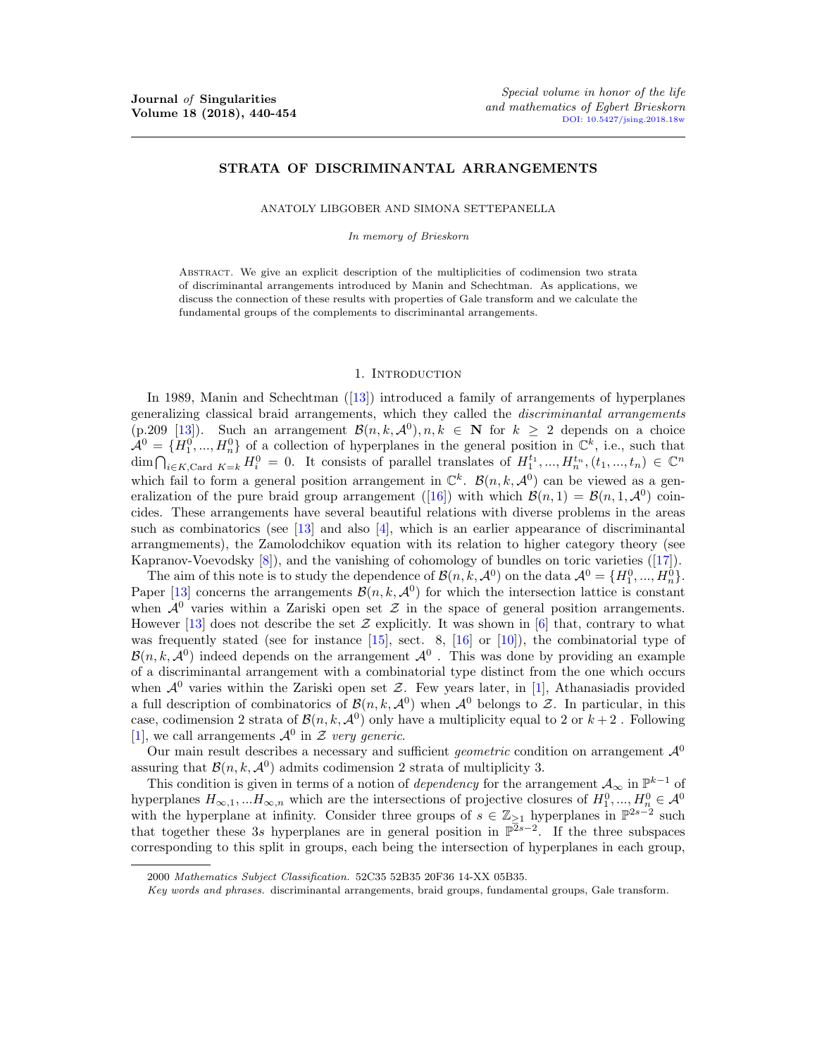# STRATA OF DISCRIMINANTAL ARRANGEMENTS

ANATOLY LIBGOBER AND SIMONA SETTEPANELLA

*In memory of Brieskorn*

Abstract. We give an explicit description of the multiplicities of codimension two strata of discriminantal arrangements introduced by Manin and Schechtman. As applications, we discuss the connection of these results with properties of Gale transform and we calculate the fundamental groups of the complements to discriminantal arrangements.

## 1. Introduction

In 1989, Manin and Schechtman ([13]) introduced a family of arrangements of hyperplanes generalizing classical braid arrangements, which they called the *discriminantal arrangements* (p.209 [13]). Such an arrangement $\mathcal{B}(n, k, \mathcal{A}^0), n, k \in \mathbf{N}$ for $k \geq 2$ depends on a choice $\mathcal{A}^0 = \{H_1^0, ..., H_n^0\}$ of a collection of hyperplanes in the general position in $\mathbb{C}^k$, i.e., such that $\dim \bigcap_{i \in K, \text{Card } K=k} H_i^0 = 0$. It consists of parallel translates of $H_1^{t_1}, ..., H_n^{t_n}, (t_1, ..., t_n) \in \mathbb{C}^n$ which fail to form a general position arrangement in $\mathbb{C}^k$. $\mathcal{B}(n, k, \mathcal{A}^0)$ can be viewed as a generalization of the pure braid group arrangement ([16]) with which $\mathcal{B}(n, 1) = \mathcal{B}(n, 1, \mathcal{A}^0)$ coincides. These arrangements have several beautiful relations with diverse problems in the areas such as combinatorics (see [13] and also [4], which is an earlier appearance of discriminantal arrangmements), the Zamolodchikov equation with its relation to higher category theory (see Kapranov-Voevodsky [8]), and the vanishing of cohomology of bundles on toric varieties ([17]).

The aim of this note is to study the dependence of $\mathcal{B}(n, k, \mathcal{A}^0)$ on the data $\mathcal{A}^0 = \{H_1^0, ..., H_n^0\}$. Paper [13] concerns the arrangements $\mathcal{B}(n, k, \mathcal{A}^0)$ for which the intersection lattice is constant when $\mathcal{A}^0$ varies within a Zariski open set $\mathcal{Z}$ in the space of general position arrangements. However [13] does not describe the set $\mathcal{Z}$ explicitly. It was shown in [6] that, contrary to what was frequently stated (see for instance [15], sect. 8, [16] or [10]), the combinatorial type of $\mathcal{B}(n, k, \mathcal{A}^0)$ indeed depends on the arrangement $\mathcal{A}^0$ . This was done by providing an example of a discriminantal arrangement with a combinatorial type distinct from the one which occurs when $\mathcal{A}^0$ varies within the Zariski open set $\mathcal{Z}$. Few years later, in [1], Athanasiadis provided a full description of combinatorics of $\mathcal{B}(n, k, \mathcal{A}^0)$ when $\mathcal{A}^0$ belongs to $\mathcal{Z}$. In particular, in this case, codimension 2 strata of $\mathcal{B}(n, k, \mathcal{A}^0)$ only have a multiplicity equal to 2 or $k+2$ . Following [1], we call arrangements $\mathcal{A}^0$ in $\mathcal{Z}$ *very generic*.

Our main result describes a necessary and sufficient *geometric* condition on arrangement $\mathcal{A}^0$ assuring that $\mathcal{B}(n, k, \mathcal{A}^0)$ admits codimension 2 strata of multiplicity 3.

This condition is given in terms of a notion of *dependency* for the arrangement $\mathcal{A}_\infty$ in $\mathbb{P}^{k-1}$ of hyperplanes $H_{\infty,1}, ...H_{\infty,n}$ which are the intersections of projective closures of $H_1^0, ..., H_n^0 \in \mathcal{A}^0$ with the hyperplane at infinity. Consider three groups of $s \in \mathbb{Z}_{\geq 1}$ hyperplanes in $\mathbb{P}^{2s-2}$ such that together these $3s$ hyperplanes are in general position in $\mathbb{P}^{2s-2}$. If the three subspaces corresponding to this split in groups, each being the intersection of hyperplanes in each group,

---

2000 *Mathematics Subject Classification.* 52C35 52B35 20F36 14-XX 05B35.

*Key words and phrases.* discriminantal arrangements, braid groups, fundamental groups, Gale transform.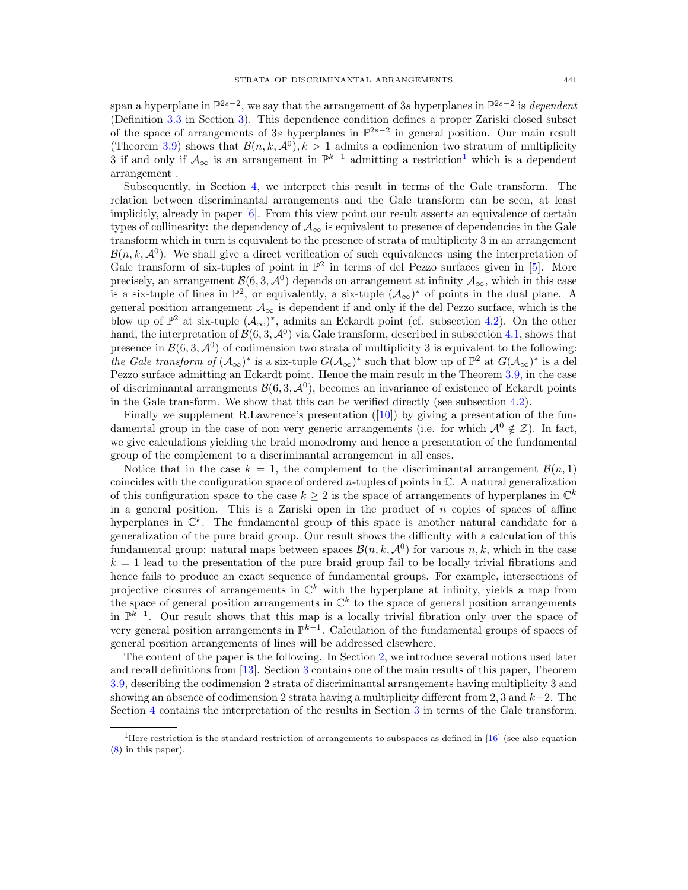span a hyperplane in $\mathbb{P}^{2s-2}$, we say that the arrangement of $3s$ hyperplanes in $\mathbb{P}^{2s-2}$ is *dependent* (Definition 3.3 in Section 3). This dependence condition defines a proper Zariski closed subset of the space of arrangements of $3s$ hyperplanes in $\mathbb{P}^{2s-2}$ in general position. Our main result (Theorem 3.9) shows that $\mathcal{B}(n,k,\mathcal{A}^0), k>1$ admits a codimenion two stratum of multiplicity 3 if and only if $\mathcal{A}_\infty$ is an arrangement in $\mathbb{P}^{k-1}$ admitting a restriction[1] which is a dependent arrangement .

Subsequently, in Section 4, we interpret this result in terms of the Gale transform. The relation between discriminantal arrangements and the Gale transform can be seen, at least implicitly, already in paper [6]. From this view point our result asserts an equivalence of certain types of collinearity: the dependency of $\mathcal{A}_\infty$ is equivalent to presence of dependencies in the Gale transform which in turn is equivalent to the presence of strata of multiplicity 3 in an arrangement $\mathcal{B}(n,k,\mathcal{A}^0)$. We shall give a direct verification of such equivalences using the interpretation of Gale transform of six-tuples of point in $\mathbb{P}^2$ in terms of del Pezzo surfaces given in [5]. More precisely, an arrangement $\mathcal{B}(6,3,\mathcal{A}^0)$ depends on arrangement at infinity $\mathcal{A}_\infty$, which in this case is a six-tuple of lines in $\mathbb{P}^2$, or equivalently, a six-tuple $(\mathcal{A}_\infty)^*$ of points in the dual plane. A general position arrangement $\mathcal{A}_\infty$ is dependent if and only if the del Pezzo surface, which is the blow up of $\mathbb{P}^2$ at six-tuple $(\mathcal{A}_\infty)^*$, admits an Eckardt point (cf. subsection 4.2). On the other hand, the interpretation of $\mathcal{B}(6,3,\mathcal{A}^0)$ via Gale transform, described in subsection 4.1, shows that presence in $\mathcal{B}(6,3,\mathcal{A}^0)$ of codimension two strata of multiplicity 3 is equivalent to the following: *the Gale transform of* $(\mathcal{A}_\infty)^*$ is a six-tuple $G(\mathcal{A}_\infty)^*$ such that blow up of $\mathbb{P}^2$ at $G(\mathcal{A}_\infty)^*$ is a del Pezzo surface admitting an Eckardt point. Hence the main result in the Theorem 3.9, in the case of discriminantal arrangments $\mathcal{B}(6,3,\mathcal{A}^0)$, becomes an invariance of existence of Eckardt points in the Gale transform. We show that this can be verified directly (see subsection 4.2).

Finally we supplement R.Lawrence's presentation ([10]) by giving a presentation of the fundamental group in the case of non very generic arrangements (i.e. for which $\mathcal{A}^0 \notin \mathcal{Z}$). In fact, we give calculations yielding the braid monodromy and hence a presentation of the fundamental group of the complement to a discriminantal arrangement in all cases.

Notice that in the case $k=1$, the complement to the discriminantal arrangement $\mathcal{B}(n,1)$ coincides with the configuration space of ordered $n$-tuples of points in $\mathbb{C}$. A natural generalization of this configuration space to the case $k \geq 2$ is the space of arrangements of hyperplanes in $\mathbb{C}^k$ in a general position. This is a Zariski open in the product of $n$ copies of spaces of affine hyperplanes in $\mathbb{C}^k$. The fundamental group of this space is another natural candidate for a generalization of the pure braid group. Our result shows the difficulty with a calculation of this fundamental group: natural maps between spaces $\mathcal{B}(n,k,\mathcal{A}^0)$ for various $n,k$, which in the case $k=1$ lead to the presentation of the pure braid group fail to be locally trivial fibrations and hence fails to produce an exact sequence of fundamental groups. For example, intersections of projective closures of arrangements in $\mathbb{C}^k$ with the hyperplane at infinity, yields a map from the space of general position arrangements in $\mathbb{C}^k$ to the space of general position arrangements in $\mathbb{P}^{k-1}$. Our result shows that this map is a locally trivial fibration only over the space of very general position arrangements in $\mathbb{P}^{k-1}$. Calculation of the fundamental groups of spaces of general position arrangements of lines will be addressed elsewhere.

The content of the paper is the following. In Section 2, we introduce several notions used later and recall definitions from [13]. Section 3 contains one of the main results of this paper, Theorem 3.9, describing the codimension 2 strata of discriminantal arrangements having multiplicity 3 and showing an absence of codimension 2 strata having a multiplicity different from $2,3$ and $k+2$. The Section 4 contains the interpretation of the results in Section 3 in terms of the Gale transform.

[1] Here restriction is the standard restriction of arrangements to subspaces as defined in [16] (see also equation (8) in this paper).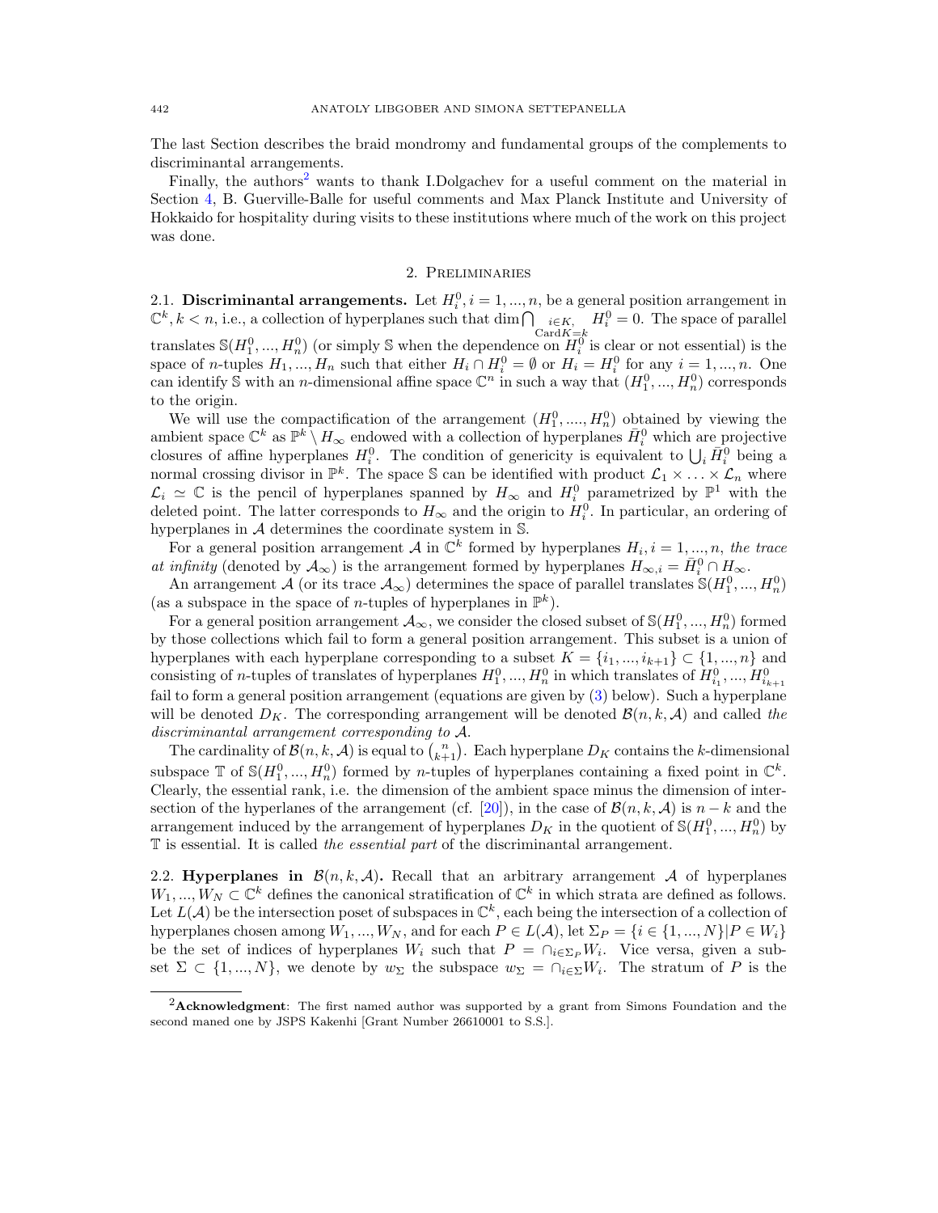The last Section describes the braid mondromy and fundamental groups of the complements to discriminantal arrangements.

Finally, the authors[2] wants to thank I.Dolgachev for a useful comment on the material in Section 4, B. Guerville-Balle for useful comments and Max Planck Institute and University of Hokkaido for hospitality during visits to these institutions where much of the work on this project was done.

## 2. Preliminaries

**2.1. Discriminantal arrangements.** Let $H_i^0, i = 1, ..., n$, be a general position arrangement in $\mathbb{C}^k, k < n$, i.e., a collection of hyperplanes such that $\dim \bigcap_{\substack{i \in K, \\ \mathrm{Card} K = k}} H_i^0 = 0$. The space of parallel translates $\mathbb{S}(H_1^0, ..., H_n^0)$ (or simply $\mathbb{S}$ when the dependence on $H_i^0$ is clear or not essential) is the space of $n$-tuples $H_1, ..., H_n$ such that either $H_i \cap H_i^0 = \emptyset$ or $H_i = H_i^0$ for any $i = 1, ..., n$. One can identify $\mathbb{S}$ with an $n$-dimensional affine space $\mathbb{C}^n$ in such a way that $(H_1^0, ..., H_n^0)$ corresponds to the origin.

We will use the compactification of the arrangement $(H_1^0, ...., H_n^0)$ obtained by viewing the ambient space $\mathbb{C}^k$ as $\mathbb{P}^k \setminus H_\infty$ endowed with a collection of hyperplanes $\bar{H}_i^0$ which are projective closures of affine hyperplanes $H_i^0$. The condition of genericity is equivalent to $\bigcup_i \bar{H}_i^0$ being a normal crossing divisor in $\mathbb{P}^k$. The space $\mathbb{S}$ can be identified with product $\mathcal{L}_1 \times \ldots \times \mathcal{L}_n$ where $\mathcal{L}_i \simeq \mathbb{C}$ is the pencil of hyperplanes spanned by $H_\infty$ and $H_i^0$ parametrized by $\mathbb{P}^1$ with the deleted point. The latter corresponds to $H_\infty$ and the origin to $H_i^0$. In particular, an ordering of hyperplanes in $\mathcal{A}$ determines the coordinate system in $\mathbb{S}$.

For a general position arrangement $\mathcal{A}$ in $\mathbb{C}^k$ formed by hyperplanes $H_i, i = 1, ..., n$, *the trace at infinity* (denoted by $\mathcal{A}_\infty$) is the arrangement formed by hyperplanes $H_{\infty,i} = \bar{H}_i^0 \cap H_\infty$.

An arrangement $\mathcal{A}$ (or its trace $\mathcal{A}_\infty$) determines the space of parallel translates $\mathbb{S}(H_1^0, ..., H_n^0)$ (as a subspace in the space of $n$-tuples of hyperplanes in $\mathbb{P}^k$).

For a general position arrangement $\mathcal{A}_\infty$, we consider the closed subset of $\mathbb{S}(H_1^0, ..., H_n^0)$ formed by those collections which fail to form a general position arrangement. This subset is a union of hyperplanes with each hyperplane corresponding to a subset $K = \{i_1, ..., i_{k+1}\} \subset \{1, ..., n\}$ and consisting of $n$-tuples of translates of hyperplanes $H_1^0, ..., H_n^0$ in which translates of $H_{i_1}^0, ..., H_{i_{k+1}}^0$ fail to form a general position arrangement (equations are given by (3) below). Such a hyperplane will be denoted $D_K$. The corresponding arrangement will be denoted $\mathcal{B}(n, k, \mathcal{A})$ and called *the discriminantal arrangement corresponding to* $\mathcal{A}$.

The cardinality of $\mathcal{B}(n, k, \mathcal{A})$ is equal to $\binom{n}{k+1}$. Each hyperplane $D_K$ contains the $k$-dimensional subspace $\mathbb{T}$ of $\mathbb{S}(H_1^0, ..., H_n^0)$ formed by $n$-tuples of hyperplanes containing a fixed point in $\mathbb{C}^k$. Clearly, the essential rank, i.e. the dimension of the ambient space minus the dimension of intersection of the hyperlanes of the arrangement (cf. [20]), in the case of $\mathcal{B}(n, k, \mathcal{A})$ is $n - k$ and the arrangement induced by the arrangement of hyperplanes $D_K$ in the quotient of $\mathbb{S}(H_1^0, ..., H_n^0)$ by $\mathbb{T}$ is essential. It is called *the essential part* of the discriminantal arrangement.

**2.2. Hyperplanes in $\mathcal{B}(n, k, \mathcal{A})$.** Recall that an arbitrary arrangement $\mathcal{A}$ of hyperplanes $W_1, ..., W_N \subset \mathbb{C}^k$ defines the canonical stratification of $\mathbb{C}^k$ in which strata are defined as follows. Let $L(\mathcal{A})$ be the intersection poset of subspaces in $\mathbb{C}^k$, each being the intersection of a collection of hyperplanes chosen among $W_1, ..., W_N$, and for each $P \in L(\mathcal{A})$, let $\Sigma_P = \{i \in \{1, ..., N\} | P \in W_i\}$ be the set of indices of hyperplanes $W_i$ such that $P = \cap_{i \in \Sigma_P} W_i$. Vice versa, given a subset $\Sigma \subset \{1, ..., N\}$, we denote by $w_\Sigma$ the subspace $w_\Sigma = \cap_{i \in \Sigma} W_i$. The stratum of $P$ is the

[2] **Acknowledgment**: The first named author was supported by a grant from Simons Foundation and the second maned one by JSPS Kakenhi [Grant Number 26610001 to S.S.].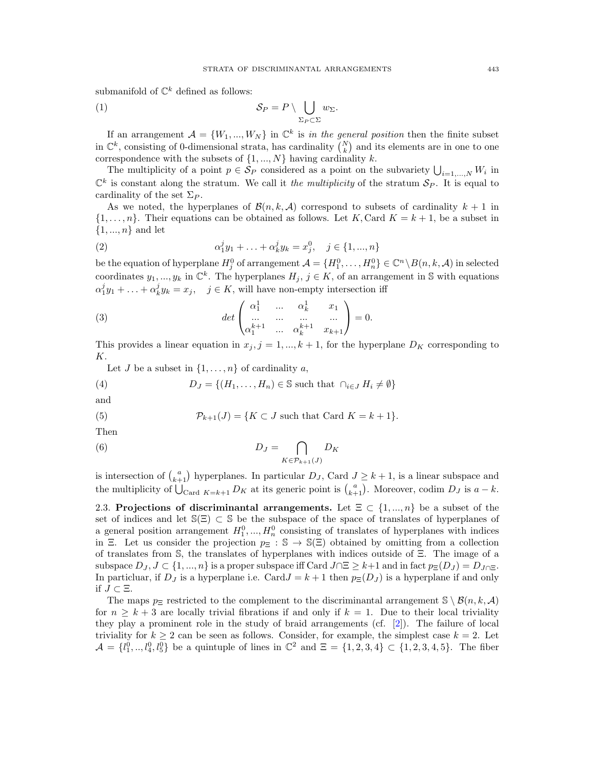submanifold of $\mathbb{C}^k$ defined as follows:

$$\mathcal{S}_P = P \setminus \bigcup_{\Sigma_P \subset \Sigma} w_\Sigma. \tag{1}$$

If an arrangement $\mathcal{A} = \{W_1, ..., W_N\}$ in $\mathbb{C}^k$ is *in the general position* then the finite subset in $\mathbb{C}^k$, consisting of 0-dimensional strata, has cardinality $\binom{N}{k}$ and its elements are in one to one correspondence with the subsets of $\{1, ..., N\}$ having cardinality $k$.

The multiplicity of a point $p \in \mathcal{S}_P$ considered as a point on the subvariety $\bigcup_{i=1,...,N} W_i$ in $\mathbb{C}^k$ is constant along the stratum. We call it *the multiplicity* of the stratum $\mathcal{S}_P$. It is equal to cardinality of the set $\Sigma_P$.

As we noted, the hyperplanes of $\mathcal{B}(n,k,\mathcal{A})$ correspond to subsets of cardinality $k+1$ in $\{1,\dots,n\}$. Their equations can be obtained as follows. Let $K$, Card $K = k+1$, be a subset in $\{1,...,n\}$ and let

$$\alpha_1^j y_1 + \ldots + \alpha_k^j y_k = x_j^0, \quad j \in \{1,...,n\} \tag{2}$$

be the equation of hyperplane $H_j^0$ of arrangement $\mathcal{A} = \{H_1^0, \dots, H_n^0\} \in \mathbb{C}^n \setminus B(n,k,\mathcal{A})$ in selected coordinates $y_1, ..., y_k$ in $\mathbb{C}^k$. The hyperplanes $H_j$, $j \in K$, of an arrangement in $\mathbb{S}$ with equations $\alpha_1^j y_1 + \ldots + \alpha_k^j y_k = x_j, \quad j \in K$, will have non-empty intersection iff

$$det \begin{pmatrix} \alpha_1^1 & ... & \alpha_k^1 & x_1 \\ ... & ... & ... & ... \\ \alpha_1^{k+1} & ... & \alpha_k^{k+1} & x_{k+1} \end{pmatrix} = 0. \tag{3}$$

This provides a linear equation in $x_j, j = 1, ..., k+1$, for the hyperplane $D_K$ corresponding to $K$.

Let $J$ be a subset in $\{1,\dots,n\}$ of cardinality $a$,

$$D_J = \{(H_1, \dots, H_n) \in \mathbb{S} \text{ such that } \cap_{i \in J} H_i \neq \emptyset\} \tag{4}$$

and

$$\mathcal{P}_{k+1}(J) = \{K \subset J \text{ such that Card } K = k+1\}. \tag{5}$$

Then

$$D_J = \bigcap_{K \in \mathcal{P}_{k+1}(J)} D_K \tag{6}$$

is intersection of $\binom{a}{k+1}$ hyperplanes. In particular $D_J$, Card $J \geq k+1$, is a linear subspace and the multiplicity of $\bigcup_{\text{Card } K = k+1} D_K$ at its generic point is $\binom{a}{k+1}$. Moreover, codim $D_J$ is $a - k$.

2.3. **Projections of discriminantal arrangements.** Let $\Xi \subset \{1, ..., n\}$ be a subset of the set of indices and let $\mathbb{S}(\Xi) \subset \mathbb{S}$ be the subspace of the space of translates of hyperplanes of a general position arrangement $H_1^0, ..., H_n^0$ consisting of translates of hyperplanes with indices in $\Xi$. Let us consider the projection $p_\Xi : \mathbb{S} \to \mathbb{S}(\Xi)$ obtained by omitting from a collection of translates from $\mathbb{S}$, the translates of hyperplanes with indices outside of $\Xi$. The image of a subspace $D_J, J \subset \{1, ..., n\}$ is a proper subspace iff Card $J \cap \Xi \geq k+1$ and in fact $p_\Xi(D_J) = D_{J \cap \Xi}$. In particluar, if $D_J$ is a hyperplane i.e. Card$J = k+1$ then $p_\Xi(D_J)$ is a hyperplane if and only if $J \subset \Xi$.

The maps $p_\Xi$ restricted to the complement to the discriminantal arrangement $\mathbb{S} \setminus \mathcal{B}(n,k,\mathcal{A})$ for $n \geq k+3$ are locally trivial fibrations if and only if $k = 1$. Due to their local triviality they play a prominent role in the study of braid arrangements (cf. [2]). The failure of local triviality for $k \geq 2$ can be seen as follows. Consider, for example, the simplest case $k = 2$. Let $\mathcal{A} = \{l_1^0, .., l_4^0, l_5^0\}$ be a quintuple of lines in $\mathbb{C}^2$ and $\Xi = \{1, 2, 3, 4\} \subset \{1, 2, 3, 4, 5\}$. The fiber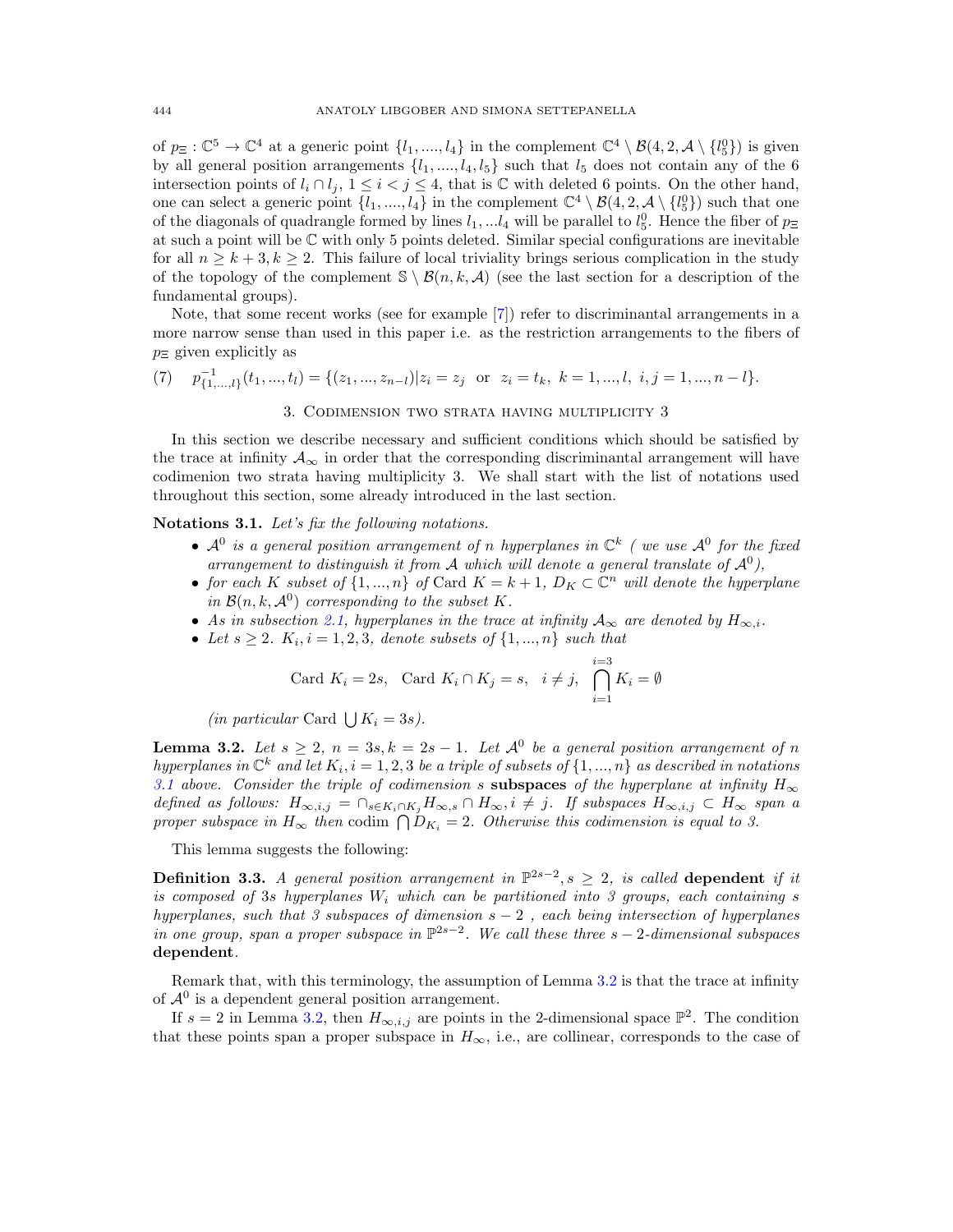of $p_\Xi : \mathbb{C}^5 \to \mathbb{C}^4$ at a generic point $\{l_1, ...., l_4\}$ in the complement $\mathbb{C}^4 \setminus \mathcal{B}(4, 2, \mathcal{A} \setminus \{l_5^0\})$ is given by all general position arrangements $\{l_1, ...., l_4, l_5\}$ such that $l_5$ does not contain any of the 6 intersection points of $l_i \cap l_j$, $1 \leq i < j \leq 4$, that is $\mathbb{C}$ with deleted 6 points. On the other hand, one can select a generic point $\{l_1, ...., l_4\}$ in the complement $\mathbb{C}^4 \setminus \mathcal{B}(4, 2, \mathcal{A} \setminus \{l_5^0\})$ such that one of the diagonals of quadrangle formed by lines $l_1, ...l_4$ will be parallel to $l_5^0$. Hence the fiber of $p_\Xi$ at such a point will be $\mathbb{C}$ with only 5 points deleted. Similar special configurations are inevitable for all $n \geq k+3, k \geq 2$. This failure of local triviality brings serious complication in the study of the topology of the complement $\mathbb{S} \setminus \mathcal{B}(n, k, \mathcal{A})$ (see the last section for a description of the fundamental groups).

Note, that some recent works (see for example [7]) refer to discriminantal arrangements in a more narrow sense than used in this paper i.e. as the restriction arrangements to the fibers of $p_\Xi$ given explicitly as

$$(7) \quad p^{-1}_{\{1,...,l\}}(t_1, ..., t_l) = \{(z_1, ..., z_{n-l}) | z_i = z_j \ \text{ or } \ z_i = t_k, \ k = 1, ..., l, \ i, j = 1, ..., n-l\}.$$

## 3. Codimension two strata having multiplicity 3

In this section we describe necessary and sufficient conditions which should be satisfied by the trace at infinity $\mathcal{A}_\infty$ in order that the corresponding discriminantal arrangement will have codimenion two strata having multiplicity 3. We shall start with the list of notations used throughout this section, some already introduced in the last section.

**Notations 3.1.** *Let's fix the following notations.*

- *$\mathcal{A}^0$ is a general position arrangement of $n$ hyperplanes in $\mathbb{C}^k$ ( we use $\mathcal{A}^0$ for the fixed arrangement to distinguish it from $\mathcal{A}$ which will denote a general translate of $\mathcal{A}^0$),*
- *for each $K$ subset of $\{1, ..., n\}$ of $\text{Card } K = k+1$, $D_K \subset \mathbb{C}^n$ will denote the hyperplane in $\mathcal{B}(n, k, \mathcal{A}^0)$ corresponding to the subset $K$.*
- *As in subsection 2.1, hyperplanes in the trace at infinity $\mathcal{A}_\infty$ are denoted by $H_{\infty,i}$.*
- *Let $s \geq 2$. $K_i, i = 1, 2, 3$, denote subsets of $\{1, ..., n\}$ such that*

$$\text{Card } K_i = 2s, \quad \text{Card } K_i \cap K_j = s, \quad i \neq j, \quad \bigcap_{i=1}^{i=3} K_i = \emptyset$$

*(in particular* $\text{Card } \bigcup K_i = 3s$*).*

**Lemma 3.2.** *Let $s \geq 2$, $n = 3s, k = 2s-1$. Let $\mathcal{A}^0$ be a general position arrangement of $n$ hyperplanes in $\mathbb{C}^k$ and let $K_i, i = 1, 2, 3$ be a triple of subsets of $\{1, ..., n\}$ as described in notations 3.1 above. Consider the triple of codimension $s$* **subspaces** *of the hyperplane at infinity $H_\infty$ defined as follows: $H_{\infty,i,j} = \cap_{s \in K_i \cap K_j} H_{\infty,s} \cap H_\infty, i \neq j$. If subspaces $H_{\infty,i,j} \subset H_\infty$ span a proper subspace in $H_\infty$ then $\text{codim} \bigcap D_{K_i} = 2$. Otherwise this codimension is equal to 3.*

This lemma suggests the following:

**Definition 3.3.** *A general position arrangement in $\mathbb{P}^{2s-2}, s \geq 2$, is called* **dependent** *if it is composed of $3s$ hyperplanes $W_i$ which can be partitioned into 3 groups, each containing $s$ hyperplanes, such that 3 subspaces of dimension $s-2$ , each being intersection of hyperplanes in one group, span a proper subspace in $\mathbb{P}^{2s-2}$. We call these three $s-2$-dimensional subspaces* **dependent**.

Remark that, with this terminology, the assumption of Lemma 3.2 is that the trace at infinity of $\mathcal{A}^0$ is a dependent general position arrangement.

If $s = 2$ in Lemma 3.2, then $H_{\infty,i,j}$ are points in the 2-dimensional space $\mathbb{P}^2$. The condition that these points span a proper subspace in $H_\infty$, i.e., are collinear, corresponds to the case of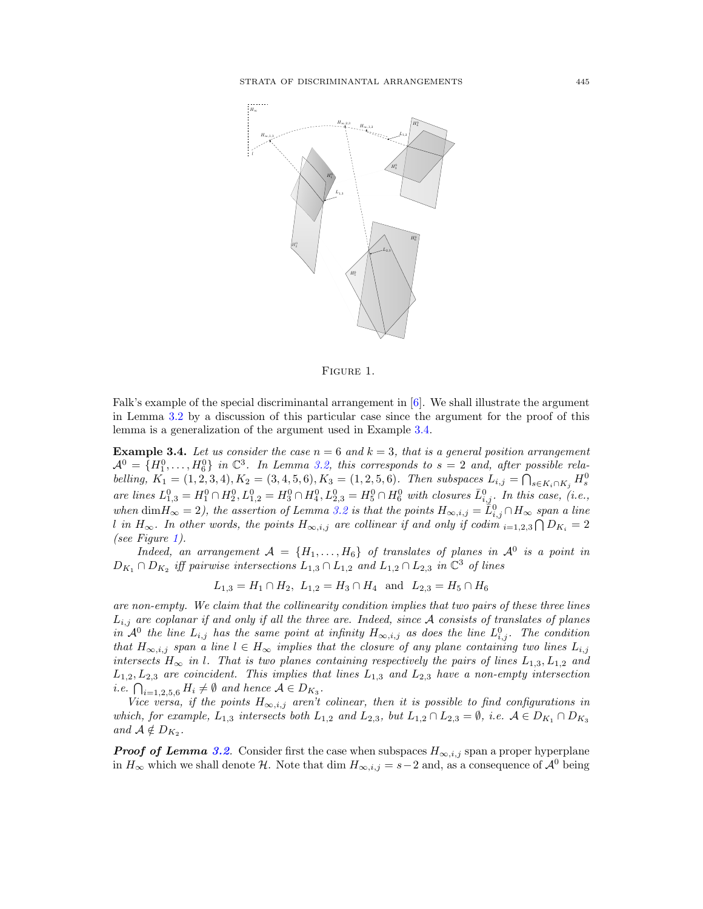FIGURE 1.

Falk's example of the special discriminantal arrangement in [6]. We shall illustrate the argument in Lemma 3.2 by a discussion of this particular case since the argument for the proof of this lemma is a generalization of the argument used in Example 3.4.

**Example 3.4.** *Let us consider the case $n = 6$ and $k = 3$, that is a general position arrangement $\mathcal{A}^0 = \{H_1^0, \dots, H_6^0\}$ in $\mathbb{C}^3$. In Lemma 3.2, this corresponds to $s = 2$ and, after possible relabelling, $K_1 = (1,2,3,4), K_2 = (3,4,5,6), K_3 = (1,2,5,6)$. Then subspaces $L_{i,j} = \bigcap_{s \in K_i \cap K_j} H_s^0$ are lines $L_{1,3}^0 = H_1^0 \cap H_2^0, L_{1,2}^0 = H_3^0 \cap H_4^0, L_{2,3}^0 = H_5^0 \cap H_6^0$ with closures $\bar{L}_{i,j}^0$. In this case, (i.e., when $\dim H_\infty = 2$), the assertion of Lemma 3.2 is that the points $H_{\infty,i,j} = \bar{L}_{i,j}^0 \cap H_\infty$ span a line $l$ in $H_\infty$. In other words, the points $H_{\infty,i,j}$ are collinear if and only if codim $_{i=1,2,3} \bigcap D_{K_i} = 2$ (see Figure 1).*

*Indeed, an arrangement $\mathcal{A} = \{H_1, \dots, H_6\}$ of translates of planes in $\mathcal{A}^0$ is a point in $D_{K_1} \cap D_{K_2}$ iff pairwise intersections $L_{1,3} \cap L_{1,2}$ and $L_{1,2} \cap L_{2,3}$ in $\mathbb{C}^3$ of lines*

$$L_{1,3} = H_1 \cap H_2, \ L_{1,2} = H_3 \cap H_4 \ \text{ and } \ L_{2,3} = H_5 \cap H_6$$

*are non-empty. We claim that the collinearity condition implies that two pairs of these three lines $L_{i,j}$ are coplanar if and only if all the three are. Indeed, since $\mathcal{A}$ consists of translates of planes in $\mathcal{A}^0$ the line $L_{i,j}$ has the same point at infinity $H_{\infty,i,j}$ as does the line $L_{i,j}^0$. The condition that $H_{\infty,i,j}$ span a line $l \in H_\infty$ implies that the closure of any plane containing two lines $L_{i,j}$ intersects $H_\infty$ in $l$. That is two planes containing respectively the pairs of lines $L_{1,3}, L_{1,2}$ and $L_{1,2}, L_{2,3}$ are coincident. This implies that lines $L_{1,3}$ and $L_{2,3}$ have a non-empty intersection i.e. $\bigcap_{i=1,2,5,6} H_i \neq \emptyset$ and hence $\mathcal{A} \in D_{K_3}$.*

*Vice versa, if the points $H_{\infty,i,j}$ aren't colinear, then it is possible to find configurations in which, for example, $L_{1,3}$ intersects both $L_{1,2}$ and $L_{2,3}$, but $L_{1,2} \cap L_{2,3} = \emptyset$, i.e. $\mathcal{A} \in D_{K_1} \cap D_{K_3}$ and $\mathcal{A} \notin D_{K_2}$.*

***Proof of Lemma 3.2***. Consider first the case when subspaces $H_{\infty,i,j}$ span a proper hyperplane in $H_\infty$ which we shall denote $\mathcal{H}$. Note that dim $H_{\infty,i,j} = s-2$ and, as a consequence of $\mathcal{A}^0$ being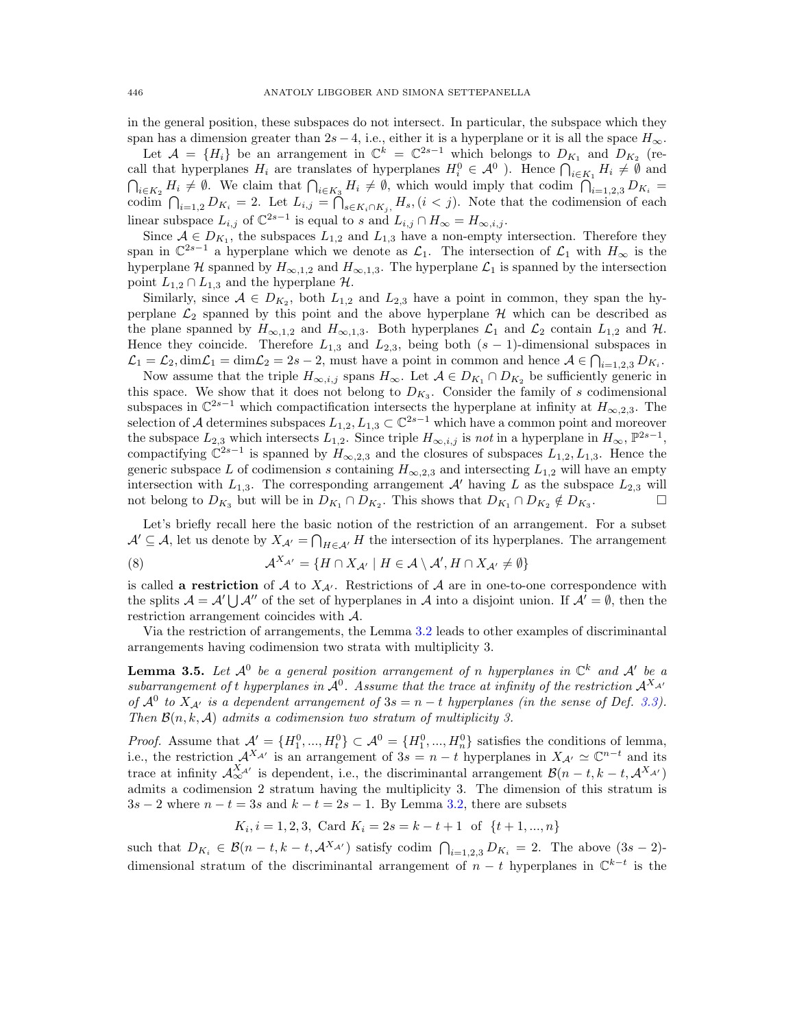in the general position, these subspaces do not intersect. In particular, the subspace which they span has a dimension greater than $2s-4$, i.e., either it is a hyperplane or it is all the space $H_\infty$.

Let $\mathcal{A} = \{H_i\}$ be an arrangement in $\mathbb{C}^k = \mathbb{C}^{2s-1}$ which belongs to $D_{K_1}$ and $D_{K_2}$ (recall that hyperplanes $H_i$ are translates of hyperplanes $H_i^0 \in \mathcal{A}^0$ ). Hence $\bigcap_{i\in K_1} H_i \neq \emptyset$ and $\bigcap_{i\in K_2} H_i \neq \emptyset$. We claim that $\bigcap_{i\in K_3} H_i \neq \emptyset$, which would imply that codim $\bigcap_{i=1,2,3} D_{K_i} =$ codim $\bigcap_{i=1,2} D_{K_i} = 2$. Let $L_{i,j} = \bigcap_{s\in K_i\cap K_j} H_s, (i<j)$. Note that the codimension of each linear subspace $L_{i,j}$ of $\mathbb{C}^{2s-1}$ is equal to $s$ and $L_{i,j} \cap H_\infty = H_{\infty,i,j}$.

Since $\mathcal{A} \in D_{K_1}$, the subspaces $L_{1,2}$ and $L_{1,3}$ have a non-empty intersection. Therefore they span in $\mathbb{C}^{2s-1}$ a hyperplane which we denote as $\mathcal{L}_1$. The intersection of $\mathcal{L}_1$ with $H_\infty$ is the hyperplane $\mathcal{H}$ spanned by $H_{\infty,1,2}$ and $H_{\infty,1,3}$. The hyperplane $\mathcal{L}_1$ is spanned by the intersection point $L_{1,2} \cap L_{1,3}$ and the hyperplane $\mathcal{H}$.

Similarly, since $\mathcal{A} \in D_{K_2}$, both $L_{1,2}$ and $L_{2,3}$ have a point in common, they span the hyperplane $\mathcal{L}_2$ spanned by this point and the above hyperplane $\mathcal{H}$ which can be described as the plane spanned by $H_{\infty,1,2}$ and $H_{\infty,1,3}$. Both hyperplanes $\mathcal{L}_1$ and $\mathcal{L}_2$ contain $L_{1,2}$ and $\mathcal{H}$. Hence they coincide. Therefore $L_{1,3}$ and $L_{2,3}$, being both $(s-1)$-dimensional subspaces in $\mathcal{L}_1 = \mathcal{L}_2, \dim\mathcal{L}_1 = \dim\mathcal{L}_2 = 2s-2$, must have a point in common and hence $\mathcal{A} \in \bigcap_{i=1,2,3} D_{K_i}$.

Now assume that the triple $H_{\infty,i,j}$ spans $H_\infty$. Let $\mathcal{A} \in D_{K_1} \cap D_{K_2}$ be sufficiently generic in this space. We show that it does not belong to $D_{K_3}$. Consider the family of $s$ codimensional subspaces in $\mathbb{C}^{2s-1}$ which compactification intersects the hyperplane at infinity at $H_{\infty,2,3}$. The selection of $\mathcal{A}$ determines subspaces $L_{1,2}, L_{1,3} \subset \mathbb{C}^{2s-1}$ which have a common point and moreover the subspace $L_{2,3}$ which intersects $L_{1,2}$. Since triple $H_{\infty,i,j}$ is *not* in a hyperplane in $H_\infty$, $\mathbb{P}^{2s-1}$, compactifying $\mathbb{C}^{2s-1}$ is spanned by $H_{\infty,2,3}$ and the closures of subspaces $L_{1,2}, L_{1,3}$. Hence the generic subspace $L$ of codimension $s$ containing $H_{\infty,2,3}$ and intersecting $L_{1,2}$ will have an empty intersection with $L_{1,3}$. The corresponding arrangement $\mathcal{A}'$ having $L$ as the subspace $L_{2,3}$ will not belong to $D_{K_3}$ but will be in $D_{K_1} \cap D_{K_2}$. This shows that $D_{K_1} \cap D_{K_2} \notin D_{K_3}$. □

Let's briefly recall here the basic notion of the restriction of an arrangement. For a subset $\mathcal{A}' \subseteq \mathcal{A}$, let us denote by $X_{\mathcal{A}'} = \bigcap_{H\in\mathcal{A}'} H$ the intersection of its hyperplanes. The arrangement

$$\mathcal{A}^{X_{\mathcal{A}'}} = \{H \cap X_{\mathcal{A}'} \mid H \in \mathcal{A} \setminus \mathcal{A}', H \cap X_{\mathcal{A}'} \neq \emptyset\} \tag{8}$$

is called **a restriction** of $\mathcal{A}$ to $X_{\mathcal{A}'}$. Restrictions of $\mathcal{A}$ are in one-to-one correspondence with the splits $\mathcal{A} = \mathcal{A}' \bigcup \mathcal{A}''$ of the set of hyperplanes in $\mathcal{A}$ into a disjoint union. If $\mathcal{A}' = \emptyset$, then the restriction arrangement coincides with $\mathcal{A}$.

Via the restriction of arrangements, the Lemma 3.2 leads to other examples of discriminantal arrangements having codimension two strata with multiplicity 3.

**Lemma 3.5.** *Let $\mathcal{A}^0$ be a general position arrangement of $n$ hyperplanes in $\mathbb{C}^k$ and $\mathcal{A}'$ be a subarrangement of $t$ hyperplanes in $\mathcal{A}^0$. Assume that the trace at infinity of the restriction $\mathcal{A}^{X_{\mathcal{A}'}}$ of $\mathcal{A}^0$ to $X_{\mathcal{A}'}$ is a dependent arrangement of $3s = n-t$ hyperplanes (in the sense of Def. 3.3). Then $\mathcal{B}(n,k,\mathcal{A})$ admits a codimension two stratum of multiplicity 3.*

*Proof.* Assume that $\mathcal{A}' = \{H_1^0, ..., H_t^0\} \subset \mathcal{A}^0 = \{H_1^0, ..., H_n^0\}$ satisfies the conditions of lemma, i.e., the restriction $\mathcal{A}^{X_{\mathcal{A}'}}$ is an arrangement of $3s = n-t$ hyperplanes in $X_{\mathcal{A}'} \simeq \mathbb{C}^{n-t}$ and its trace at infinity $\mathcal{A}_\infty^{X_{\mathcal{A}'}}$ is dependent, i.e., the discriminantal arrangement $\mathcal{B}(n-t, k-t, \mathcal{A}^{X_{\mathcal{A}'}})$ admits a codimension 2 stratum having the multiplicity 3. The dimension of this stratum is $3s-2$ where $n-t = 3s$ and $k-t = 2s-1$. By Lemma 3.2, there are subsets

$$K_i, i = 1,2,3, \text{ Card } K_i = 2s = k-t+1 \text{ of } \{t+1, ..., n\}$$

such that $D_{K_i} \in \mathcal{B}(n-t, k-t, \mathcal{A}^{X_{\mathcal{A}'}})$ satisfy codim $\bigcap_{i=1,2,3} D_{K_i} = 2$. The above $(3s-2)$-dimensional stratum of the discriminantal arrangement of $n-t$ hyperplanes in $\mathbb{C}^{k-t}$ is the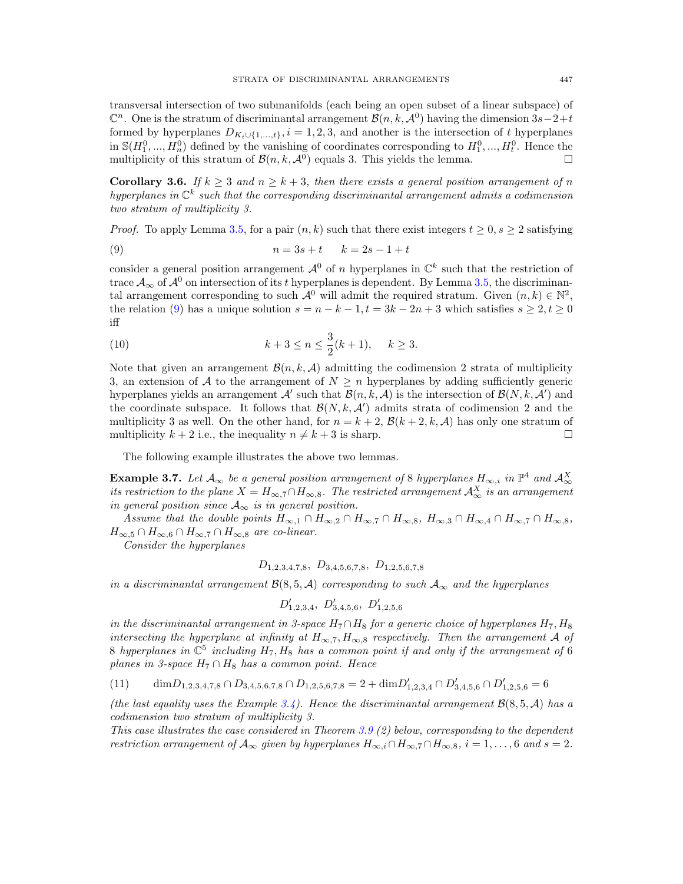transversal intersection of two submanifolds (each being an open subset of a linear subspace) of $\mathbb{C}^n$. One is the stratum of discriminantal arrangement $\mathcal{B}(n,k,\mathcal{A}^0)$ having the dimension $3s-2+t$ formed by hyperplanes $D_{K_i \cup \{1,...,t\}}, i=1,2,3$, and another is the intersection of $t$ hyperplanes in $\mathbb{S}(H_1^0,...,H_n^0)$ defined by the vanishing of coordinates corresponding to $H_1^0,...,H_t^0$. Hence the multiplicity of this stratum of $\mathcal{B}(n,k,\mathcal{A}^0)$ equals 3. This yields the lemma. □

**Corollary 3.6.** *If $k \geq 3$ and $n \geq k+3$, then there exists a general position arrangement of $n$ hyperplanes in $\mathbb{C}^k$ such that the corresponding discriminantal arrangement admits a codimension two stratum of multiplicity 3.*

*Proof.* To apply Lemma 3.5, for a pair $(n,k)$ such that there exist integers $t \geq 0, s \geq 2$ satisfying

$$n = 3s + t \qquad k = 2s - 1 + t \tag{9}$$

consider a general position arrangement $\mathcal{A}^0$ of $n$ hyperplanes in $\mathbb{C}^k$ such that the restriction of trace $\mathcal{A}_\infty$ of $\mathcal{A}^0$ on intersection of its $t$ hyperplanes is dependent. By Lemma 3.5, the discriminantal arrangement corresponding to such $\mathcal{A}^0$ will admit the required stratum. Given $(n,k) \in \mathbb{N}^2$, the relation (9) has a unique solution $s = n-k-1, t = 3k-2n+3$ which satisfies $s \geq 2, t \geq 0$ iff

$$k + 3 \leq n \leq \frac{3}{2}(k+1), \quad k \geq 3. \tag{10}$$

Note that given an arrangement $\mathcal{B}(n,k,\mathcal{A})$ admitting the codimension 2 strata of multiplicity 3, an extension of $\mathcal{A}$ to the arrangement of $N \geq n$ hyperplanes by adding sufficiently generic hyperplanes yields an arrangement $\mathcal{A}'$ such that $\mathcal{B}(n,k,\mathcal{A})$ is the intersection of $\mathcal{B}(N,k,\mathcal{A}')$ and the coordinate subspace. It follows that $\mathcal{B}(N,k,\mathcal{A}')$ admits strata of codimension 2 and the multiplicity 3 as well. On the other hand, for $n = k+2$, $\mathcal{B}(k+2,k,\mathcal{A})$ has only one stratum of multiplicity $k+2$ i.e., the inequality $n \neq k+3$ is sharp. □

The following example illustrates the above two lemmas.

**Example 3.7.** *Let $\mathcal{A}_\infty$ be a general position arrangement of 8 hyperplanes $H_{\infty,i}$ in $\mathbb{P}^4$ and $\mathcal{A}_\infty^X$ its restriction to the plane $X = H_{\infty,7} \cap H_{\infty,8}$. The restricted arrangement $\mathcal{A}_\infty^X$ is an arrangement in general position since $\mathcal{A}_\infty$ is in general position.*

*Assume that the double points $H_{\infty,1} \cap H_{\infty,2} \cap H_{\infty,7} \cap H_{\infty,8}$, $H_{\infty,3} \cap H_{\infty,4} \cap H_{\infty,7} \cap H_{\infty,8}$, $H_{\infty,5} \cap H_{\infty,6} \cap H_{\infty,7} \cap H_{\infty,8}$ are co-linear.*

*Consider the hyperplanes*

$$D_{1,2,3,4,7,8}, \ D_{3,4,5,6,7,8}, \ D_{1,2,5,6,7,8}$$

*in a discriminantal arrangement $\mathcal{B}(8,5,\mathcal{A})$ corresponding to such $\mathcal{A}_\infty$ and the hyperplanes*

$$D'_{1,2,3,4}, \ D'_{3,4,5,6}, \ D'_{1,2,5,6}$$

*in the discriminantal arrangement in 3-space $H_7 \cap H_8$ for a generic choice of hyperplanes $H_7, H_8$ intersecting the hyperplane at infinity at $H_{\infty,7}, H_{\infty,8}$ respectively. Then the arrangement $\mathcal{A}$ of 8 hyperplanes in $\mathbb{C}^5$ including $H_7, H_8$ has a common point if and only if the arrangement of 6 planes in 3-space $H_7 \cap H_8$ has a common point. Hence*

$$\dim D_{1,2,3,4,7,8} \cap D_{3,4,5,6,7,8} \cap D_{1,2,5,6,7,8} = 2 + \dim D'_{1,2,3,4} \cap D'_{3,4,5,6} \cap D'_{1,2,5,6} = 6 \tag{11}$$

*(the last equality uses the Example 3.4). Hence the discriminantal arrangement $\mathcal{B}(8,5,\mathcal{A})$ has a codimension two stratum of multiplicity 3.*

*This case illustrates the case considered in Theorem 3.9 (2) below, corresponding to the dependent restriction arrangement of $\mathcal{A}_\infty$ given by hyperplanes $H_{\infty,i} \cap H_{\infty,7} \cap H_{\infty,8}$, $i = 1,\ldots,6$ and $s = 2$.*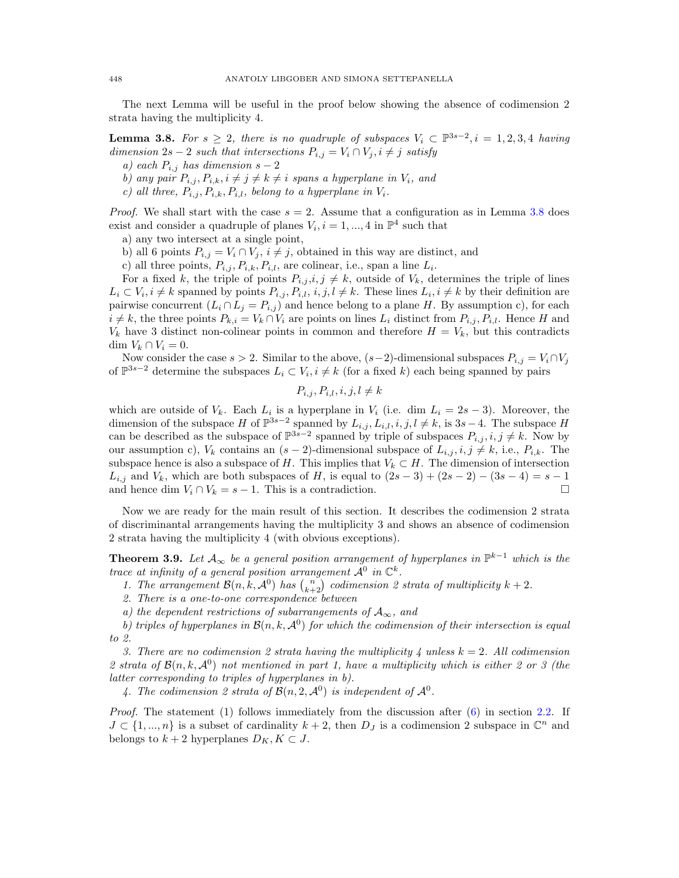The next Lemma will be useful in the proof below showing the absence of codimension 2 strata having the multiplicity 4.

**Lemma 3.8.** *For $s \geq 2$, there is no quadruple of subspaces $V_i \subset \mathbb{P}^{3s-2}, i = 1, 2, 3, 4$ having dimension $2s - 2$ such that intersections $P_{i,j} = V_i \cap V_j, i \neq j$ satisfy*

*a) each $P_{i,j}$ has dimension $s - 2$*

*b) any pair $P_{i,j}, P_{i,k}, i \neq j \neq k \neq i$ spans a hyperplane in $V_i$, and*

*c) all three, $P_{i,j}, P_{i,k}, P_{i,l}$, belong to a hyperplane in $V_i$.*

*Proof.* We shall start with the case $s = 2$. Assume that a configuration as in Lemma 3.8 does exist and consider a quadruple of planes $V_i, i = 1, ..., 4$ in $\mathbb{P}^4$ such that

a) any two intersect at a single point,

b) all 6 points $P_{i,j} = V_i \cap V_j$, $i \neq j$, obtained in this way are distinct, and

c) all three points, $P_{i,j}, P_{i,k}, P_{i,l}$, are colinear, i.e., span a line $L_i$.

For a fixed $k$, the triple of points $P_{i,j}, i, j \neq k$, outside of $V_k$, determines the triple of lines $L_i \subset V_i, i \neq k$ spanned by points $P_{i,j}, P_{i,l}$, $i, j, l \neq k$. These lines $L_i, i \neq k$ by their definition are pairwise concurrent ($L_i \cap L_j = P_{i,j}$) and hence belong to a plane $H$. By assumption c), for each $i \neq k$, the three points $P_{k,i} = V_k \cap V_i$ are points on lines $L_i$ distinct from $P_{i,j}, P_{i,l}$. Hence $H$ and $V_k$ have 3 distinct non-colinear points in common and therefore $H = V_k$, but this contradicts $\dim V_k \cap V_i = 0$.

Now consider the case $s > 2$. Similar to the above, $(s-2)$-dimensional subspaces $P_{i,j} = V_i \cap V_j$ of $\mathbb{P}^{3s-2}$ determine the subspaces $L_i \subset V_i, i \neq k$ (for a fixed $k$) each being spanned by pairs

$$P_{i,j}, P_{i,l}, i, j, l \neq k$$

which are outside of $V_k$. Each $L_i$ is a hyperplane in $V_i$ (i.e. $\dim L_i = 2s - 3$). Moreover, the dimension of the subspace $H$ of $\mathbb{P}^{3s-2}$ spanned by $L_{i,j}, L_{i,l}, i, j, l \neq k$, is $3s - 4$. The subspace $H$ can be described as the subspace of $\mathbb{P}^{3s-2}$ spanned by triple of subspaces $P_{i,j}, i, j \neq k$. Now by our assumption c), $V_k$ contains an $(s-2)$-dimensional subspace of $L_{i,j}, i, j \neq k$, i.e., $P_{i,k}$. The subspace hence is also a subspace of $H$. This implies that $V_k \subset H$. The dimension of intersection $L_{i,j}$ and $V_k$, which are both subspaces of $H$, is equal to $(2s-3) + (2s-2) - (3s-4) = s - 1$ and hence $\dim V_i \cap V_k = s - 1$. This is a contradiction. $\square$

Now we are ready for the main result of this section. It describes the codimension 2 strata of discriminantal arrangements having the multiplicity 3 and shows an absence of codimension 2 strata having the multiplicity 4 (with obvious exceptions).

**Theorem 3.9.** *Let $\mathcal{A}_\infty$ be a general position arrangement of hyperplanes in $\mathbb{P}^{k-1}$ which is the trace at infinity of a general position arrangement $\mathcal{A}^0$ in $\mathbb{C}^k$.*

*1. The arrangement $\mathcal{B}(n, k, \mathcal{A}^0)$ has $\binom{n}{k+2}$ codimension 2 strata of multiplicity $k + 2$.*

*2. There is a one-to-one correspondence between*

*a) the dependent restrictions of subarrangements of $\mathcal{A}_\infty$, and*

*b) triples of hyperplanes in $\mathcal{B}(n, k, \mathcal{A}^0)$ for which the codimension of their intersection is equal to 2.*

*3. There are no codimension 2 strata having the multiplicity 4 unless $k = 2$. All codimension 2 strata of $\mathcal{B}(n, k, \mathcal{A}^0)$ not mentioned in part 1, have a multiplicity which is either 2 or 3 (the latter corresponding to triples of hyperplanes in b).*

*4. The codimension 2 strata of $\mathcal{B}(n, 2, \mathcal{A}^0)$ is independent of $\mathcal{A}^0$.*

*Proof.* The statement (1) follows immediately from the discussion after (6) in section 2.2. If $J \subset \{1, ..., n\}$ is a subset of cardinality $k + 2$, then $D_J$ is a codimension 2 subspace in $\mathbb{C}^n$ and belongs to $k + 2$ hyperplanes $D_K, K \subset J$.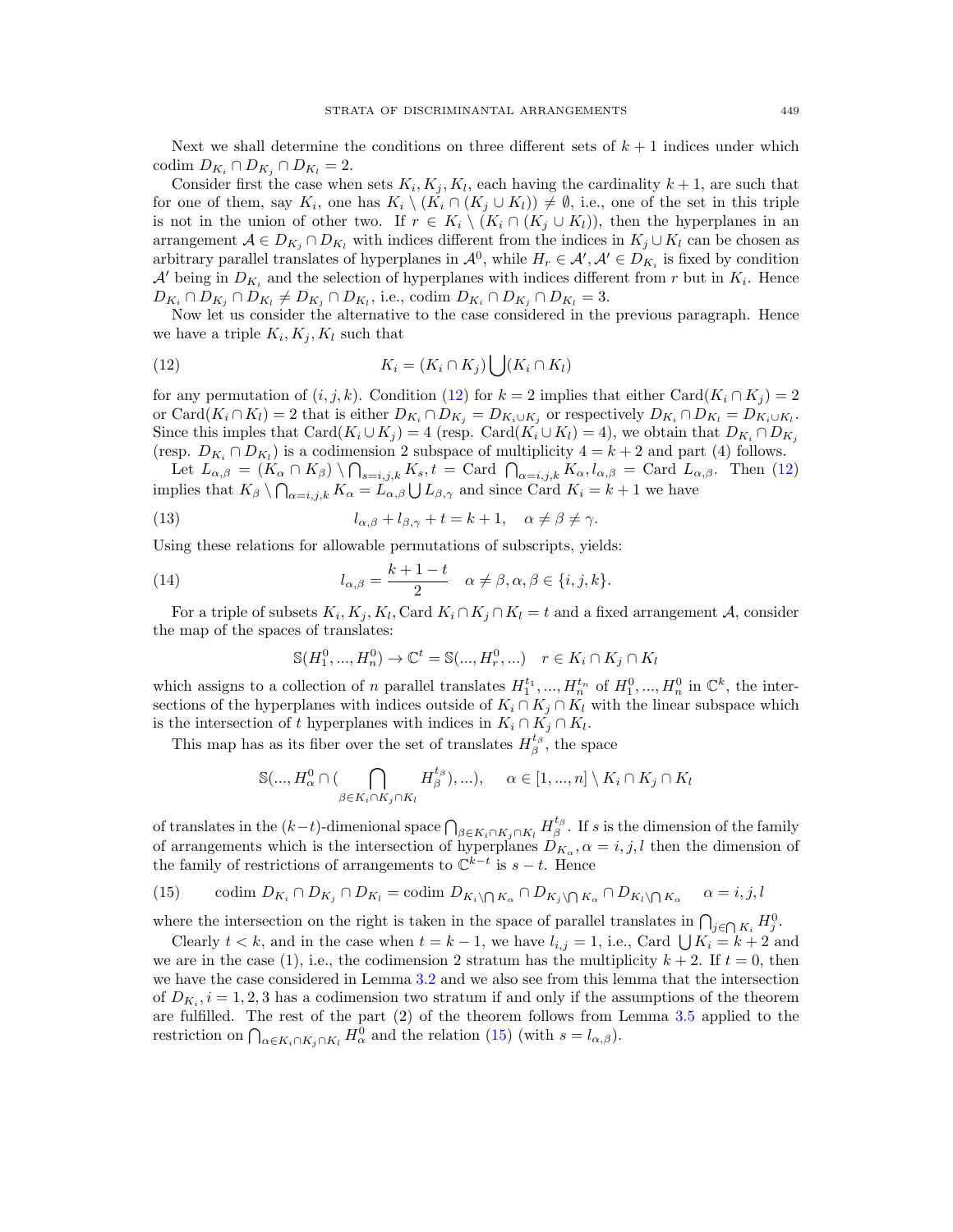Next we shall determine the conditions on three different sets of $k+1$ indices under which codim $D_{K_i} \cap D_{K_j} \cap D_{K_l} = 2$.

Consider first the case when sets $K_i, K_j, K_l$, each having the cardinality $k+1$, are such that for one of them, say $K_i$, one has $K_i \setminus (K_i \cap (K_j \cup K_l)) \neq \emptyset$, i.e., one of the set in this triple is not in the union of other two. If $r \in K_i \setminus (K_i \cap (K_j \cup K_l))$, then the hyperplanes in an arrangement $\mathcal{A} \in D_{K_j} \cap D_{K_l}$ with indices different from the indices in $K_j \cup K_l$ can be chosen as arbitrary parallel translates of hyperplanes in $\mathcal{A}^0$, while $H_r \in \mathcal{A}', \mathcal{A}' \in D_{K_i}$ is fixed by condition $\mathcal{A}'$ being in $D_{K_i}$ and the selection of hyperplanes with indices different from $r$ but in $K_i$. Hence $D_{K_i} \cap D_{K_j} \cap D_{K_l} \neq D_{K_j} \cap D_{K_l}$, i.e., codim $D_{K_i} \cap D_{K_j} \cap D_{K_l} = 3$.

Now let us consider the alternative to the case considered in the previous paragraph. Hence we have a triple $K_i, K_j, K_l$ such that

$$K_i = (K_i \cap K_j) \bigcup (K_i \cap K_l) \tag{12}$$

for any permutation of $(i,j,k)$. Condition (12) for $k=2$ implies that either $\mathrm{Card}(K_i \cap K_j) = 2$ or $\mathrm{Card}(K_i \cap K_l) = 2$ that is either $D_{K_i} \cap D_{K_j} = D_{K_i \cup K_j}$ or respectively $D_{K_i} \cap D_{K_l} = D_{K_i \cup K_l}$. Since this imples that $\mathrm{Card}(K_i \cup K_j) = 4$ (resp. $\mathrm{Card}(K_i \cup K_l) = 4$), we obtain that $D_{K_i} \cap D_{K_j}$ (resp. $D_{K_i} \cap D_{K_l}$) is a codimension 2 subspace of multiplicity $4 = k+2$ and part (4) follows.

Let $L_{\alpha,\beta} = (K_\alpha \cap K_\beta) \setminus \bigcap_{s=i,j,k} K_s, t = \mathrm{Card} \bigcap_{\alpha=i,j,k} K_\alpha, l_{\alpha,\beta} = \mathrm{Card}\ L_{\alpha,\beta}$. Then (12) implies that $K_\beta \setminus \bigcap_{\alpha=i,j,k} K_\alpha = L_{\alpha,\beta} \bigcup L_{\beta,\gamma}$ and since $\mathrm{Card}\ K_i = k+1$ we have

$$l_{\alpha,\beta} + l_{\beta,\gamma} + t = k+1, \quad \alpha \neq \beta \neq \gamma. \tag{13}$$

Using these relations for allowable permutations of subscripts, yields:

$$l_{\alpha,\beta} = \frac{k+1-t}{2} \quad \alpha \neq \beta, \alpha, \beta \in \{i,j,k\}. \tag{14}$$

For a triple of subsets $K_i, K_j, K_l$, $\mathrm{Card}\ K_i \cap K_j \cap K_l = t$ and a fixed arrangement $\mathcal{A}$, consider the map of the spaces of translates:

$$\mathbb{S}(H_1^0, ..., H_n^0) \to \mathbb{C}^t = \mathbb{S}(..., H_r^0, ...) \quad r \in K_i \cap K_j \cap K_l$$

which assigns to a collection of $n$ parallel translates $H_1^{t_1}, ..., H_n^{t_n}$ of $H_1^0, ..., H_n^0$ in $\mathbb{C}^k$, the intersections of the hyperplanes with indices outside of $K_i \cap K_j \cap K_l$ with the linear subspace which is the intersection of $t$ hyperplanes with indices in $K_i \cap K_j \cap K_l$.

This map has as its fiber over the set of translates $H_\beta^{t_\beta}$, the space

$$\mathbb{S}(..., H_\alpha^0 \cap (\bigcap_{\beta \in K_i \cap K_j \cap K_l} H_\beta^{t_\beta}), ...), \quad \alpha \in [1, ..., n] \setminus K_i \cap K_j \cap K_l$$

of translates in the $(k-t)$-dimenional space $\bigcap_{\beta \in K_i \cap K_j \cap K_l} H_\beta^{t_\beta}$. If $s$ is the dimension of the family of arrangements which is the intersection of hyperplanes $D_{K_\alpha}, \alpha = i,j,l$ then the dimension of the family of restrictions of arrangements to $\mathbb{C}^{k-t}$ is $s-t$. Hence

$$\mathrm{codim}\ D_{K_i} \cap D_{K_j} \cap D_{K_l} = \mathrm{codim}\ D_{K_i \setminus \bigcap K_\alpha} \cap D_{K_j \setminus \bigcap K_\alpha} \cap D_{K_l \setminus \bigcap K_\alpha} \quad \alpha = i,j,l \tag{15}$$

where the intersection on the right is taken in the space of parallel translates in $\bigcap_{j \in \bigcap K_i} H_j^0$.

Clearly $t < k$, and in the case when $t = k-1$, we have $l_{i,j} = 1$, i.e., $\mathrm{Card} \bigcup K_i = k+2$ and we are in the case (1), i.e., the codimension 2 stratum has the multiplicity $k+2$. If $t = 0$, then we have the case considered in Lemma 3.2 and we also see from this lemma that the intersection of $D_{K_i}, i = 1,2,3$ has a codimension two stratum if and only if the assumptions of the theorem are fulfilled. The rest of the part (2) of the theorem follows from Lemma 3.5 applied to the restriction on $\bigcap_{\alpha \in K_i \cap K_j \cap K_l} H_\alpha^0$ and the relation (15) (with $s = l_{\alpha,\beta}$).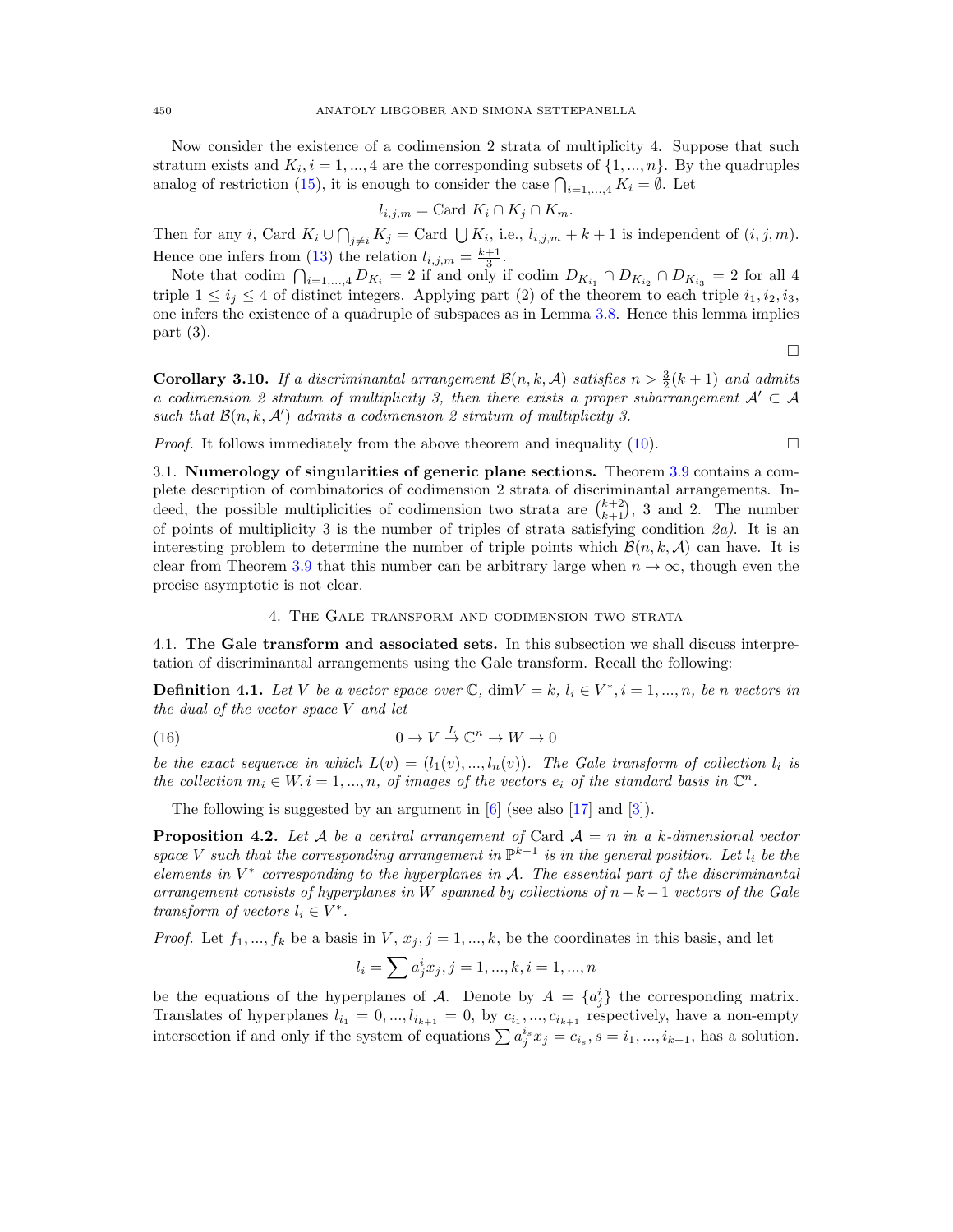Now consider the existence of a codimension 2 strata of multiplicity 4. Suppose that such stratum exists and $K_i, i = 1, ..., 4$ are the corresponding subsets of $\{1, ..., n\}$. By the quadruples analog of restriction (15), it is enough to consider the case $\bigcap_{i=1,...,4} K_i = \emptyset$. Let

$$l_{i,j,m} = \text{Card } K_i \cap K_j \cap K_m.$$

Then for any $i$, Card $K_i \cup \bigcap_{j \neq i} K_j = \text{Card } \bigcup K_i$, i.e., $l_{i,j,m} + k + 1$ is independent of $(i, j, m)$. Hence one infers from (13) the relation $l_{i,j,m} = \frac{k+1}{3}$.

Note that codim $\bigcap_{i=1,...,4} D_{K_i} = 2$ if and only if codim $D_{K_{i_1}} \cap D_{K_{i_2}} \cap D_{K_{i_3}} = 2$ for all 4 triple $1 \leq i_j \leq 4$ of distinct integers. Applying part (2) of the theorem to each triple $i_1, i_2, i_3$, one infers the existence of a quadruple of subspaces as in Lemma 3.8. Hence this lemma implies part (3).

∎

**Corollary 3.10.** *If a discriminantal arrangement $\mathcal{B}(n, k, \mathcal{A})$ satisfies $n > \frac{3}{2}(k+1)$ and admits a codimension 2 stratum of multiplicity 3, then there exists a proper subarrangement $\mathcal{A}' \subset \mathcal{A}$ such that $\mathcal{B}(n, k, \mathcal{A}')$ admits a codimension 2 stratum of multiplicity 3.*

*Proof.* It follows immediately from the above theorem and inequality (10). ∎

3.1. **Numerology of singularities of generic plane sections.** Theorem 3.9 contains a complete description of combinatorics of codimension 2 strata of discriminantal arrangements. Indeed, the possible multiplicities of codimension two strata are $\binom{k+2}{k+1}$, 3 and 2. The number of points of multiplicity 3 is the number of triples of strata satisfying condition *2a)*. It is an interesting problem to determine the number of triple points which $\mathcal{B}(n, k, \mathcal{A})$ can have. It is clear from Theorem 3.9 that this number can be arbitrary large when $n \to \infty$, though even the precise asymptotic is not clear.

## 4. The Gale transform and codimension two strata

4.1. **The Gale transform and associated sets.** In this subsection we shall discuss interpretation of discriminantal arrangements using the Gale transform. Recall the following:

**Definition 4.1.** *Let $V$ be a vector space over $\mathbb{C}$, $\dim V = k$, $l_i \in V^*, i = 1, ..., n$, be $n$ vectors in the dual of the vector space $V$ and let*

$$0 \to V \xrightarrow{L} \mathbb{C}^n \to W \to 0 \tag{16}$$

*be the exact sequence in which $L(v) = (l_1(v), ..., l_n(v))$. The Gale transform of collection $l_i$ is the collection $m_i \in W, i = 1, ..., n$, of images of the vectors $e_i$ of the standard basis in $\mathbb{C}^n$.*

The following is suggested by an argument in [6] (see also [17] and [3]).

**Proposition 4.2.** *Let $\mathcal{A}$ be a central arrangement of Card $\mathcal{A} = n$ in a $k$-dimensional vector space $V$ such that the corresponding arrangement in $\mathbb{P}^{k-1}$ is in the general position. Let $l_i$ be the elements in $V^*$ corresponding to the hyperplanes in $\mathcal{A}$. The essential part of the discriminantal arrangement consists of hyperplanes in $W$ spanned by collections of $n - k - 1$ vectors of the Gale transform of vectors $l_i \in V^*$.*

*Proof.* Let $f_1, ..., f_k$ be a basis in $V$, $x_j, j = 1, ..., k$, be the coordinates in this basis, and let

$$l_i = \sum a^i_j x_j, j = 1, ..., k, i = 1, ..., n$$

be the equations of the hyperplanes of $\mathcal{A}$. Denote by $A = \{a^i_j\}$ the corresponding matrix. Translates of hyperplanes $l_{i_1} = 0, ..., l_{i_{k+1}} = 0$, by $c_{i_1}, ..., c_{i_{k+1}}$ respectively, have a non-empty intersection if and only if the system of equations $\sum a^{i_s}_j x_j = c_{i_s}, s = i_1, ..., i_{k+1}$, has a solution.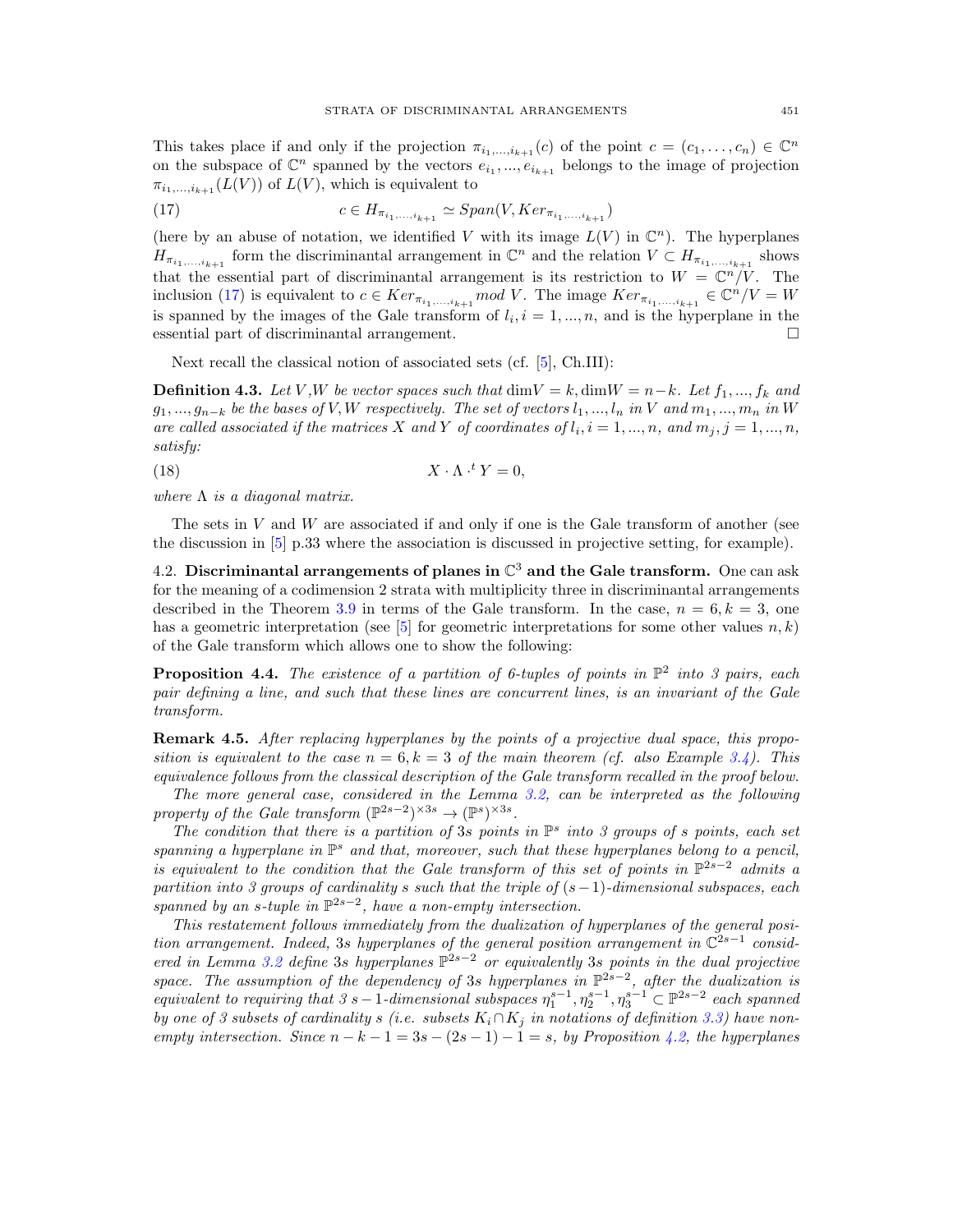This takes place if and only if the projection $\pi_{i_1,\dots,i_{k+1}}(c)$ of the point $c = (c_1, \dots, c_n) \in \mathbb{C}^n$ on the subspace of $\mathbb{C}^n$ spanned by the vectors $e_{i_1}, \dots, e_{i_{k+1}}$ belongs to the image of projection $\pi_{i_1,\dots,i_{k+1}}(L(V))$ of $L(V)$, which is equivalent to

$$c \in H_{\pi_{i_1,\dots,i_{k+1}}} \simeq Span(V, Ker_{\pi_{i_1,\dots,i_{k+1}}}) \tag{17}$$

(here by an abuse of notation, we identified $V$ with its image $L(V)$ in $\mathbb{C}^n$). The hyperplanes $H_{\pi_{i_1,\dots,i_{k+1}}}$ form the discriminantal arrangement in $\mathbb{C}^n$ and the relation $V \subset H_{\pi_{i_1,\dots,i_{k+1}}}$ shows that the essential part of discriminantal arrangement is its restriction to $W = \mathbb{C}^n/V$. The inclusion (17) is equivalent to $c \in Ker_{\pi_{i_1,\dots,i_{k+1}}} \, mod \, V$. The image $Ker_{\pi_{i_1,\dots,i_{k+1}}} \in \mathbb{C}^n/V = W$ is spanned by the images of the Gale transform of $l_i, i = 1, \dots, n$, and is the hyperplane in the essential part of discriminantal arrangement. □

Next recall the classical notion of associated sets (cf. [5], Ch.III):

**Definition 4.3.** *Let $V, W$ be vector spaces such that $\dim V = k, \dim W = n-k$. Let $f_1, \dots, f_k$ and $g_1, \dots, g_{n-k}$ be the bases of $V, W$ respectively. The set of vectors $l_1, \dots, l_n$ in $V$ and $m_1, \dots, m_n$ in $W$ are called associated if the matrices $X$ and $Y$ of coordinates of $l_i, i = 1, \dots, n,$ and $m_j, j = 1, \dots, n,$ satisfy:*

$$X \cdot \Lambda \cdot {}^t Y = 0, \tag{18}$$

*where $\Lambda$ is a diagonal matrix.*

The sets in $V$ and $W$ are associated if and only if one is the Gale transform of another (see the discussion in [5] p.33 where the association is discussed in projective setting, for example).

### 4.2. Discriminantal arrangements of planes in $\mathbb{C}^3$ and the Gale transform.

One can ask for the meaning of a codimension 2 strata with multiplicity three in discriminantal arrangements described in the Theorem 3.9 in terms of the Gale transform. In the case, $n = 6, k = 3$, one has a geometric interpretation (see [5] for geometric interpretations for some other values $n, k$) of the Gale transform which allows one to show the following:

**Proposition 4.4.** *The existence of a partition of 6-tuples of points in $\mathbb{P}^2$ into 3 pairs, each pair defining a line, and such that these lines are concurrent lines, is an invariant of the Gale transform.*

**Remark 4.5.** *After replacing hyperplanes by the points of a projective dual space, this proposition is equivalent to the case $n = 6, k = 3$ of the main theorem (cf. also Example 3.4). This equivalence follows from the classical description of the Gale transform recalled in the proof below.*

*The more general case, considered in the Lemma 3.2, can be interpreted as the following property of the Gale transform $(\mathbb{P}^{2s-2})^{\times 3s} \to (\mathbb{P}^s)^{\times 3s}$.*

*The condition that there is a partition of $3s$ points in $\mathbb{P}^s$ into 3 groups of $s$ points, each set spanning a hyperplane in $\mathbb{P}^s$ and that, moreover, such that these hyperplanes belong to a pencil, is equivalent to the condition that the Gale transform of this set of points in $\mathbb{P}^{2s-2}$ admits a partition into 3 groups of cardinality $s$ such that the triple of $(s-1)$-dimensional subspaces, each spanned by an $s$-tuple in $\mathbb{P}^{2s-2}$, have a non-empty intersection.*

*This restatement follows immediately from the dualization of hyperplanes of the general position arrangement. Indeed, $3s$ hyperplanes of the general position arrangement in $\mathbb{C}^{2s-1}$ considered in Lemma 3.2 define $3s$ hyperplanes $\mathbb{P}^{2s-2}$ or equivalently $3s$ points in the dual projective space. The assumption of the dependency of $3s$ hyperplanes in $\mathbb{P}^{2s-2}$, after the dualization is equivalent to requiring that 3 $s-1$-dimensional subspaces $\eta_1^{s-1}, \eta_2^{s-1}, \eta_3^{s-1} \subset \mathbb{P}^{2s-2}$ each spanned by one of 3 subsets of cardinality $s$ (i.e. subsets $K_i \cap K_j$ in notations of definition 3.3) have non-empty intersection. Since $n - k - 1 = 3s - (2s-1) - 1 = s$, by Proposition 4.2, the hyperplanes*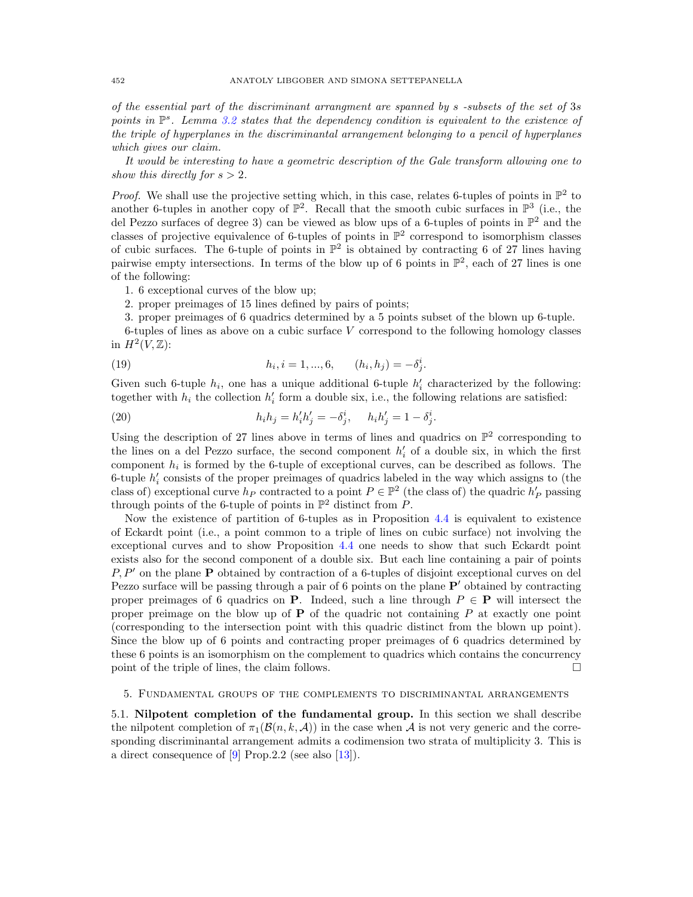*of the essential part of the discriminant arrangment are spanned by $s$ -subsets of the set of $3s$ points in $\mathbb{P}^s$. Lemma 3.2 states that the dependency condition is equivalent to the existence of the triple of hyperplanes in the discriminantal arrangement belonging to a pencil of hyperplanes which gives our claim.*

*It would be interesting to have a geometric description of the Gale transform allowing one to show this directly for $s > 2$.*

*Proof.* We shall use the projective setting which, in this case, relates 6-tuples of points in $\mathbb{P}^2$ to another 6-tuples in another copy of $\mathbb{P}^2$. Recall that the smooth cubic surfaces in $\mathbb{P}^3$ (i.e., the del Pezzo surfaces of degree 3) can be viewed as blow ups of a 6-tuples of points in $\mathbb{P}^2$ and the classes of projective equivalence of 6-tuples of points in $\mathbb{P}^2$ correspond to isomorphism classes of cubic surfaces. The 6-tuple of points in $\mathbb{P}^2$ is obtained by contracting 6 of 27 lines having pairwise empty intersections. In terms of the blow up of 6 points in $\mathbb{P}^2$, each of 27 lines is one of the following:

1. 6 exceptional curves of the blow up;
2. proper preimages of 15 lines defined by pairs of points;
3. proper preimages of 6 quadrics determined by a 5 points subset of the blown up 6-tuple.

6-tuples of lines as above on a cubic surface $V$ correspond to the following homology classes in $H^2(V, \mathbb{Z})$:

$$h_i, i = 1, ..., 6, \qquad (h_i, h_j) = -\delta^i_j. \tag{19}$$

Given such 6-tuple $h_i$, one has a unique additional 6-tuple $h'_i$ characterized by the following: together with $h_i$ the collection $h'_i$ form a double six, i.e., the following relations are satisfied:

$$h_i h_j = h'_i h'_j = -\delta^i_j, \quad h_i h'_j = 1 - \delta^i_j. \tag{20}$$

Using the description of 27 lines above in terms of lines and quadrics on $\mathbb{P}^2$ corresponding to the lines on a del Pezzo surface, the second component $h'_i$ of a double six, in which the first component $h_i$ is formed by the 6-tuple of exceptional curves, can be described as follows. The 6-tuple $h'_i$ consists of the proper preimages of quadrics labeled in the way which assigns to (the class of) exceptional curve $h_P$ contracted to a point $P \in \mathbb{P}^2$ (the class of) the quadric $h'_P$ passing through points of the 6-tuple of points in $\mathbb{P}^2$ distinct from $P$.

Now the existence of partition of 6-tuples as in Proposition 4.4 is equivalent to existence of Eckardt point (i.e., a point common to a triple of lines on cubic surface) not involving the exceptional curves and to show Proposition 4.4 one needs to show that such Eckardt point exists also for the second component of a double six. But each line containing a pair of points $P, P'$ on the plane $\mathbf{P}$ obtained by contraction of a 6-tuples of disjoint exceptional curves on del Pezzo surface will be passing through a pair of 6 points on the plane $\mathbf{P}'$ obtained by contracting proper preimages of 6 quadrics on $\mathbf{P}$. Indeed, such a line through $P \in \mathbf{P}$ will intersect the proper preimage on the blow up of $\mathbf{P}$ of the quadric not containing $P$ at exactly one point (corresponding to the intersection point with this quadric distinct from the blown up point). Since the blow up of 6 points and contracting proper preimages of 6 quadrics determined by these 6 points is an isomorphism on the complement to quadrics which contains the concurrency point of the triple of lines, the claim follows. $\square$

## 5. Fundamental groups of the complements to discriminantal arrangements

**5.1. Nilpotent completion of the fundamental group.** In this section we shall describe the nilpotent completion of $\pi_1(\mathcal{B}(n, k, \mathcal{A}))$ in the case when $\mathcal{A}$ is not very generic and the corresponding discriminantal arrangement admits a codimension two strata of multiplicity 3. This is a direct consequence of [9] Prop.2.2 (see also [13]).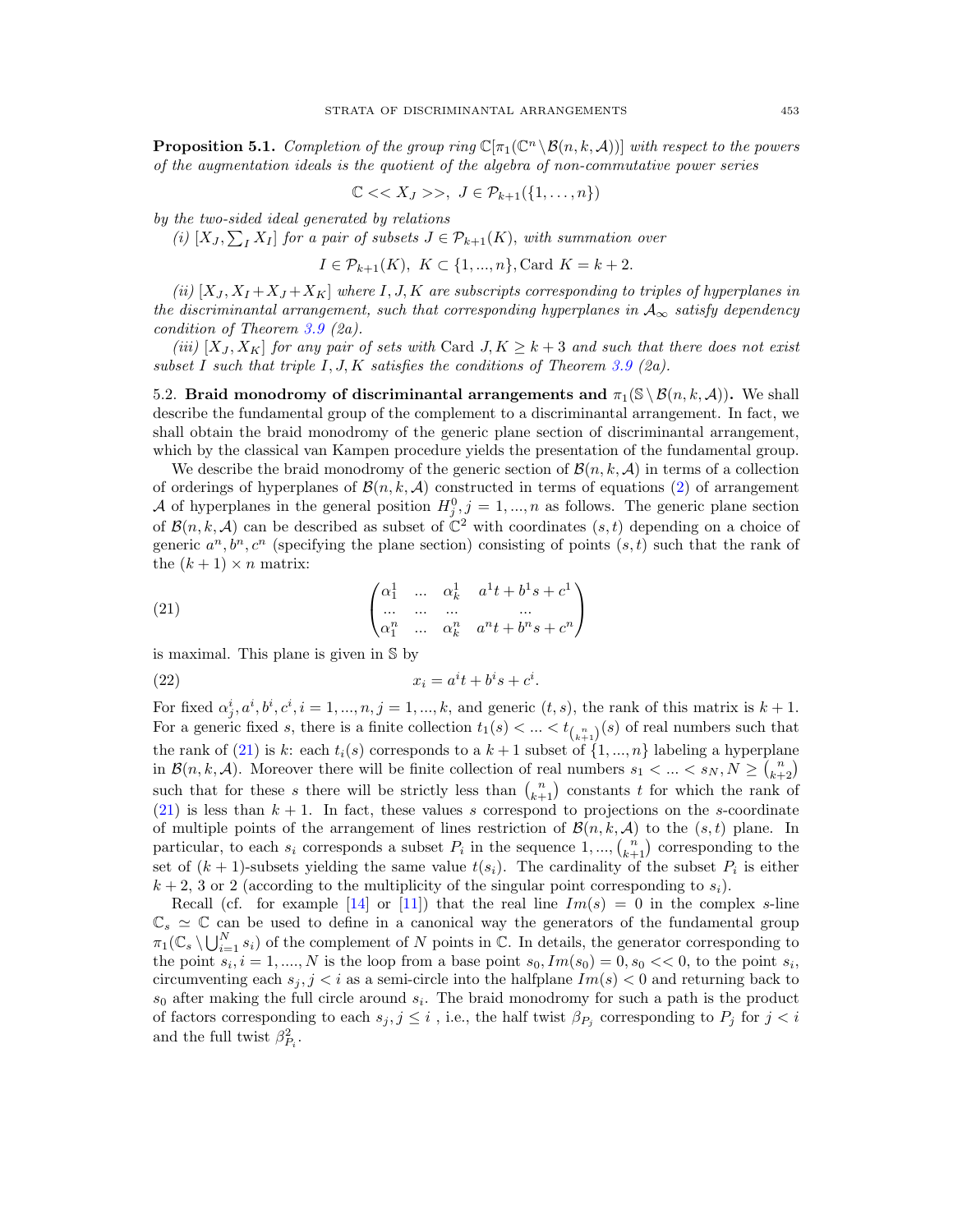**Proposition 5.1.** *Completion of the group ring $\mathbb{C}[\pi_1(\mathbb{C}^n \setminus \mathcal{B}(n,k,\mathcal{A}))]$ with respect to the powers of the augmentation ideals is the quotient of the algebra of non-commutative power series*

$$\mathbb{C} << X_J >>, \ J \in \mathcal{P}_{k+1}(\{1,\dots,n\})$$

*by the two-sided ideal generated by relations*

*(i) $[X_J, \sum_I X_I]$ for a pair of subsets $J \in \mathcal{P}_{k+1}(K)$, with summation over*

$$I \in \mathcal{P}_{k+1}(K), \ K \subset \{1,...,n\}, \text{Card } K = k+2.$$

*(ii) $[X_J, X_I + X_J + X_K]$ where $I, J, K$ are subscripts corresponding to triples of hyperplanes in the discriminantal arrangement, such that corresponding hyperplanes in $\mathcal{A}_\infty$ satisfy dependency condition of Theorem 3.9 (2a).*

*(iii) $[X_J, X_K]$ for any pair of sets with Card $J, K \geq k+3$ and such that there does not exist subset $I$ such that triple $I, J, K$ satisfies the conditions of Theorem 3.9 (2a).*

5.2. **Braid monodromy of discriminantal arrangements and $\pi_1(\mathbb{S} \setminus \mathcal{B}(n,k,\mathcal{A}))$.** We shall describe the fundamental group of the complement to a discriminantal arrangement. In fact, we shall obtain the braid monodromy of the generic plane section of discriminantal arrangement, which by the classical van Kampen procedure yields the presentation of the fundamental group.

We describe the braid monodromy of the generic section of $\mathcal{B}(n,k,\mathcal{A})$ in terms of a collection of orderings of hyperplanes of $\mathcal{B}(n,k,\mathcal{A})$ constructed in terms of equations (2) of arrangement $\mathcal{A}$ of hyperplanes in the general position $H_j^0, j = 1,...,n$ as follows. The generic plane section of $\mathcal{B}(n,k,\mathcal{A})$ can be described as subset of $\mathbb{C}^2$ with coordinates $(s,t)$ depending on a choice of generic $a^n, b^n, c^n$ (specifying the plane section) consisting of points $(s,t)$ such that the rank of the $(k+1) \times n$ matrix:

$$\begin{pmatrix} \alpha_1^1 & ... & \alpha_k^1 & a^1t + b^1s + c^1 \\ ... & ... & ... & ... \\ \alpha_1^n & ... & \alpha_k^n & a^nt + b^ns + c^n \end{pmatrix} \tag{21}$$

is maximal. This plane is given in $\mathbb{S}$ by

$$x_i = a^it + b^is + c^i. \tag{22}$$

For fixed $\alpha_j^i, a^i, b^i, c^i, i = 1,...,n, j = 1,...,k$, and generic $(t,s)$, the rank of this matrix is $k+1$. For a generic fixed $s$, there is a finite collection $t_1(s) < ... < t_{\binom{n}{k+1}}(s)$ of real numbers such that the rank of (21) is $k$: each $t_i(s)$ corresponds to a $k+1$ subset of $\{1,...,n\}$ labeling a hyperplane in $\mathcal{B}(n,k,\mathcal{A})$. Moreover there will be finite collection of real numbers $s_1 < ... < s_N, N \geq \binom{n}{k+2}$ such that for these $s$ there will be strictly less than $\binom{n}{k+1}$ constants $t$ for which the rank of (21) is less than $k+1$. In fact, these values $s$ correspond to projections on the $s$-coordinate of multiple points of the arrangement of lines restriction of $\mathcal{B}(n,k,\mathcal{A})$ to the $(s,t)$ plane. In particular, to each $s_i$ corresponds a subset $P_i$ in the sequence $1,...,\binom{n}{k+1}$ corresponding to the set of $(k+1)$-subsets yielding the same value $t(s_i)$. The cardinality of the subset $P_i$ is either $k+2$, 3 or 2 (according to the multiplicity of the singular point corresponding to $s_i$).

Recall (cf. for example [14] or [11]) that the real line $Im(s) = 0$ in the complex $s$-line $\mathbb{C}_s \simeq \mathbb{C}$ can be used to define in a canonical way the generators of the fundamental group $\pi_1(\mathbb{C}_s \setminus \bigcup_{i=1}^N s_i)$ of the complement of $N$ points in $\mathbb{C}$. In details, the generator corresponding to the point $s_i, i = 1,....,N$ is the loop from a base point $s_0, Im(s_0) = 0, s_0 << 0$, to the point $s_i$, circumventing each $s_j, j < i$ as a semi-circle into the halfplane $Im(s) < 0$ and returning back to $s_0$ after making the full circle around $s_i$. The braid monodromy for such a path is the product of factors corresponding to each $s_j, j \leq i$ , i.e., the half twist $\beta_{P_j}$ corresponding to $P_j$ for $j < i$ and the full twist $\beta_{P_i}^2$.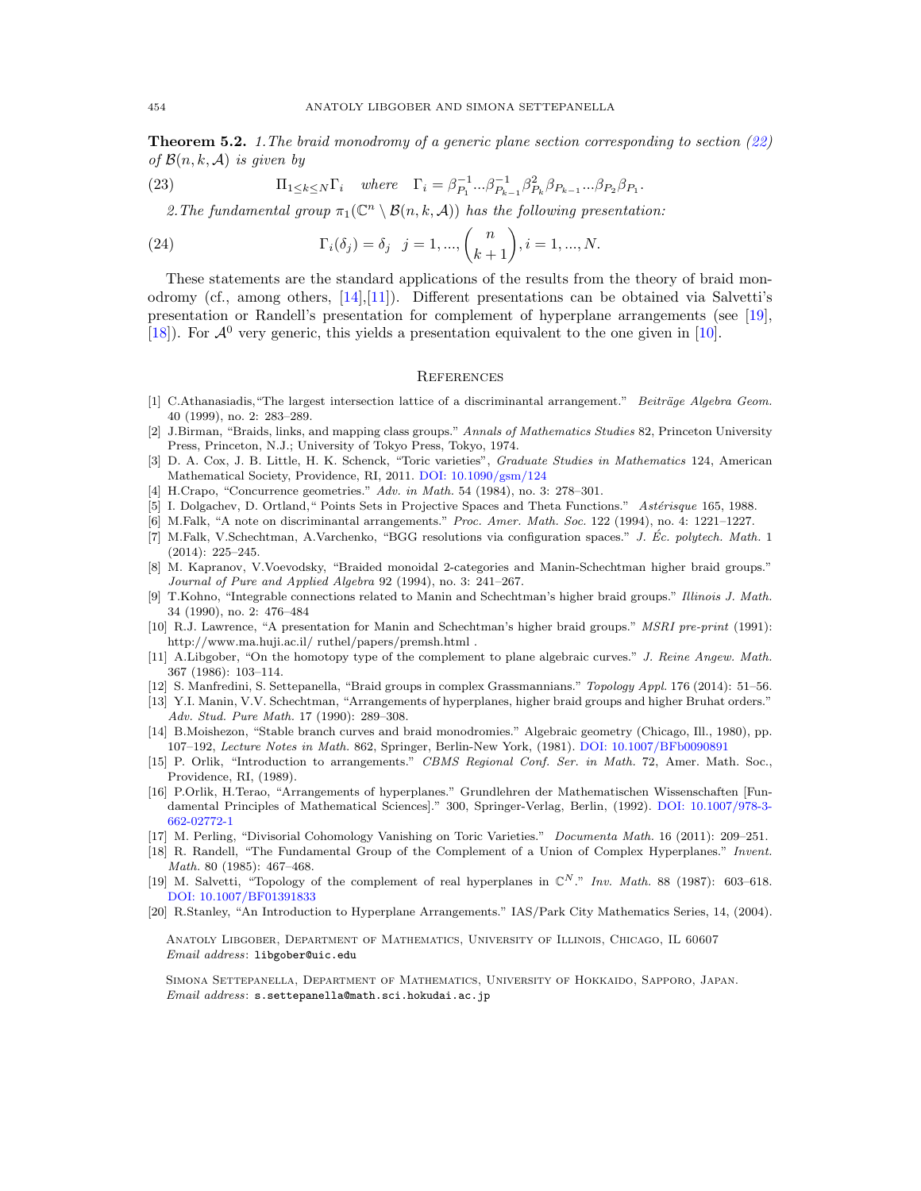**Theorem 5.2.** *1.The braid monodromy of a generic plane section corresponding to section (22) of $\mathcal{B}(n,k,\mathcal{A})$ is given by*

$$\Pi_{1\le k\le N}\Gamma_i \quad where \quad \Gamma_i=\beta_{P_1}^{-1}...\beta_{P_{k-1}}^{-1}\beta_{P_k}^2\beta_{P_{k-1}}...\beta_{P_2}\beta_{P_1}. \tag{23}$$

*2.The fundamental group $\pi_1(\mathbb{C}^n\setminus\mathcal{B}(n,k,\mathcal{A}))$ has the following presentation:*

$$\Gamma_i(\delta_j)=\delta_j \quad j=1,...,\binom{n}{k+1}, i=1,...,N. \tag{24}$$

These statements are the standard applications of the results from the theory of braid monodromy (cf., among others, [14],[11]). Different presentations can be obtained via Salvetti's presentation or Randell's presentation for complement of hyperplane arrangements (see [19], [18]). For $\mathcal{A}^0$ very generic, this yields a presentation equivalent to the one given in [10].

## References

[1] C.Athanasiadis,"The largest intersection lattice of a discriminantal arrangement." *Beiträge Algebra Geom.* 40 (1999), no. 2: 283–289.

[2] J.Birman, "Braids, links, and mapping class groups." *Annals of Mathematics Studies* 82, Princeton University Press, Princeton, N.J.; University of Tokyo Press, Tokyo, 1974.

[3] D. A. Cox, J. B. Little, H. K. Schenck, "Toric varieties", *Graduate Studies in Mathematics* 124, American Mathematical Society, Providence, RI, 2011. DOI: 10.1090/gsm/124

[4] H.Crapo, "Concurrence geometries." *Adv. in Math.* 54 (1984), no. 3: 278–301.

[5] I. Dolgachev, D. Ortland," Points Sets in Projective Spaces and Theta Functions." *Astérisque* 165, 1988.

[6] M.Falk, "A note on discriminantal arrangements." *Proc. Amer. Math. Soc.* 122 (1994), no. 4: 1221–1227.

[7] M.Falk, V.Schechtman, A.Varchenko, "BGG resolutions via configuration spaces." *J. Éc. polytech. Math.* 1 (2014): 225–245.

[8] M. Kapranov, V.Voevodsky, "Braided monoidal 2-categories and Manin-Schechtman higher braid groups." *Journal of Pure and Applied Algebra* 92 (1994), no. 3: 241–267.

[9] T.Kohno, "Integrable connections related to Manin and Schechtman's higher braid groups." *Illinois J. Math.* 34 (1990), no. 2: 476–484

[10] R.J. Lawrence, "A presentation for Manin and Schechtman's higher braid groups." *MSRI pre-print* (1991): http://www.ma.huji.ac.il/ ruthel/papers/premsh.html .

[11] A.Libgober, "On the homotopy type of the complement to plane algebraic curves." *J. Reine Angew. Math.* 367 (1986): 103–114.

[12] S. Manfredini, S. Settepanella, "Braid groups in complex Grassmannians." *Topology Appl.* 176 (2014): 51–56.

[13] Y.I. Manin, V.V. Schechtman, "Arrangements of hyperplanes, higher braid groups and higher Bruhat orders." *Adv. Stud. Pure Math.* 17 (1990): 289–308.

[14] B.Moishezon, "Stable branch curves and braid monodromies." Algebraic geometry (Chicago, Ill., 1980), pp. 107–192, *Lecture Notes in Math.* 862, Springer, Berlin-New York, (1981). DOI: 10.1007/BFb0090891

[15] P. Orlik, "Introduction to arrangements." *CBMS Regional Conf. Ser. in Math.* 72, Amer. Math. Soc., Providence, RI, (1989).

[16] P.Orlik, H.Terao, "Arrangements of hyperplanes." Grundlehren der Mathematischen Wissenschaften [Fundamental Principles of Mathematical Sciences]." 300, Springer-Verlag, Berlin, (1992). DOI: 10.1007/978-3-662-02772-1

[17] M. Perling, "Divisorial Cohomology Vanishing on Toric Varieties." *Documenta Math.* 16 (2011): 209–251.

[18] R. Randell, "The Fundamental Group of the Complement of a Union of Complex Hyperplanes." *Invent. Math.* 80 (1985): 467–468.

[19] M. Salvetti, "Topology of the complement of real hyperplanes in $\mathbb{C}^N$." *Inv. Math.* 88 (1987): 603–618. DOI: 10.1007/BF01391833

[20] R.Stanley, "An Introduction to Hyperplane Arrangements." IAS/Park City Mathematics Series, 14, (2004).

Anatoly Libgober, Department of Mathematics, University of Illinois, Chicago, IL 60607
*Email address*: libgober@uic.edu

Simona Settepanella, Department of Mathematics, University of Hokkaido, Sapporo, Japan.
*Email address*: s.settepanella@math.sci.hokudai.ac.jp